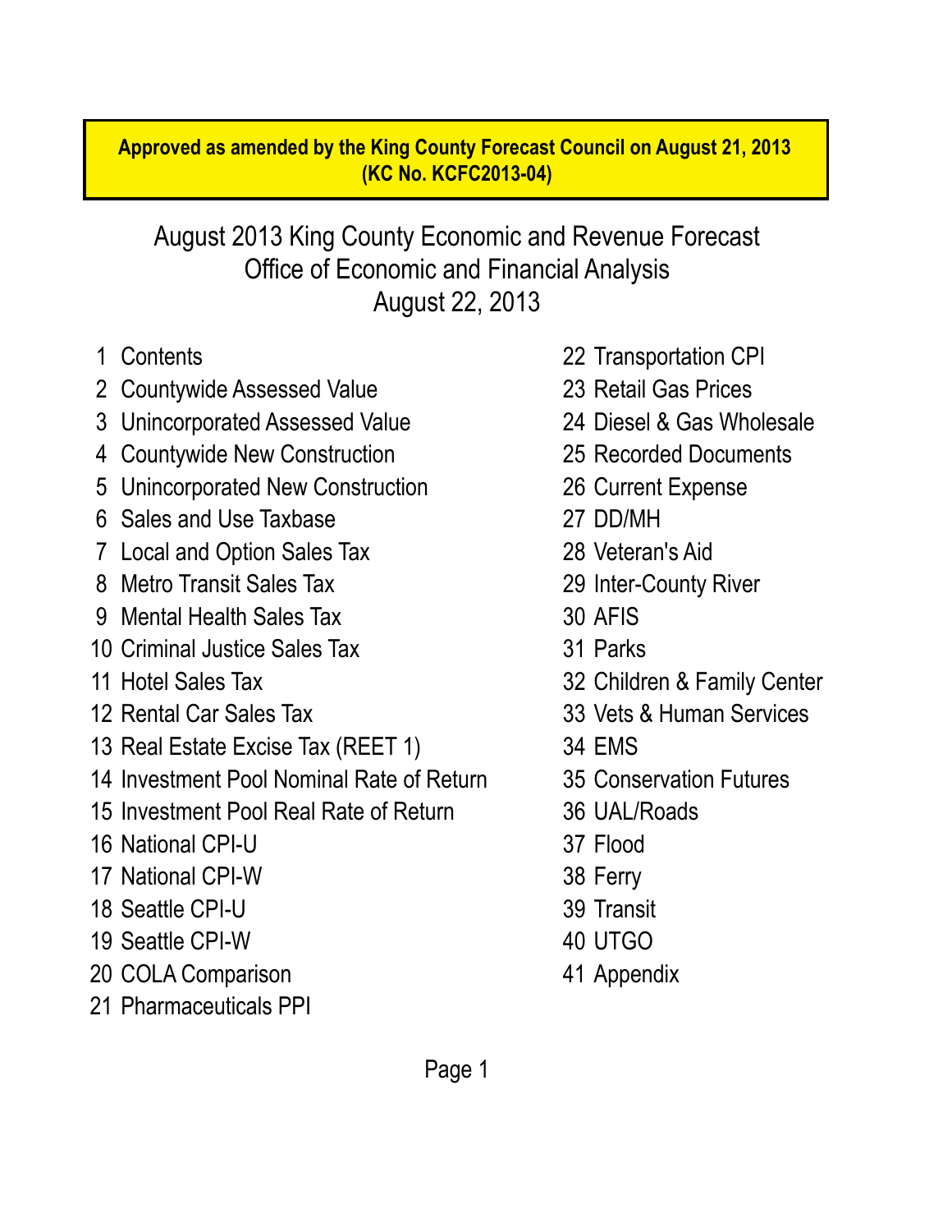**Approved as amended by the King County Forecast Council on August 21, 2013 (KC No. KCFC2013-04)**

# August 2013 King County Economic and Revenue Forecast
## Office of Economic and Financial Analysis
## August 22, 2013

1 Contents
2 Countywide Assessed Value
3 Unincorporated Assessed Value
4 Countywide New Construction
5 Unincorporated New Construction
6 Sales and Use Taxbase
7 Local and Option Sales Tax
8 Metro Transit Sales Tax
9 Mental Health Sales Tax
10 Criminal Justice Sales Tax
11 Hotel Sales Tax
12 Rental Car Sales Tax
13 Real Estate Excise Tax (REET 1)
14 Investment Pool Nominal Rate of Return
15 Investment Pool Real Rate of Return
16 National CPI-U
17 National CPI-W
18 Seattle CPI-U
19 Seattle CPI-W
20 COLA Comparison
21 Pharmaceuticals PPI
22 Transportation CPI
23 Retail Gas Prices
24 Diesel & Gas Wholesale
25 Recorded Documents
26 Current Expense
27 DD/MH
28 Veteran's Aid
29 Inter-County River
30 AFIS
31 Parks
32 Children & Family Center
33 Vets & Human Services
34 EMS
35 Conservation Futures
36 UAL/Roads
37 Flood
38 Ferry
39 Transit
40 UTGO
41 Appendix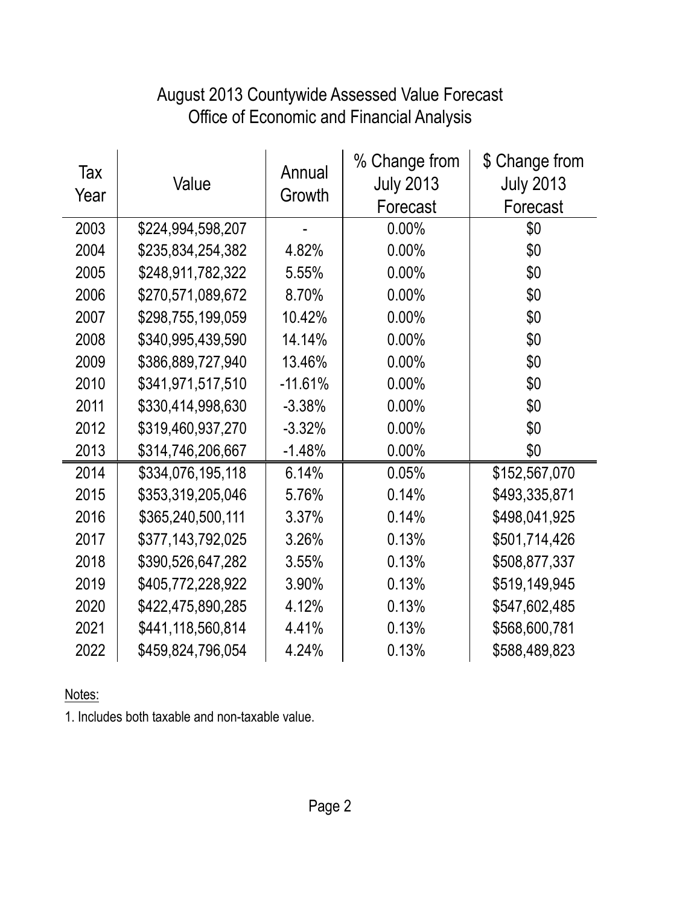# August 2013 Countywide Assessed Value Forecast
## Office of Economic and Financial Analysis

| Tax Year | Value | Annual Growth | % Change from July 2013 Forecast | $ Change from July 2013 Forecast |
|---|---|---|---|---|
| 2003 | $224,994,598,207 | - | 0.00% | $0 |
| 2004 | $235,834,254,382 | 4.82% | 0.00% | $0 |
| 2005 | $248,911,782,322 | 5.55% | 0.00% | $0 |
| 2006 | $270,571,089,672 | 8.70% | 0.00% | $0 |
| 2007 | $298,755,199,059 | 10.42% | 0.00% | $0 |
| 2008 | $340,995,439,590 | 14.14% | 0.00% | $0 |
| 2009 | $386,889,727,940 | 13.46% | 0.00% | $0 |
| 2010 | $341,971,517,510 | -11.61% | 0.00% | $0 |
| 2011 | $330,414,998,630 | -3.38% | 0.00% | $0 |
| 2012 | $319,460,937,270 | -3.32% | 0.00% | $0 |
| 2013 | $314,746,206,667 | -1.48% | 0.00% | $0 |
| 2014 | $334,076,195,118 | 6.14% | 0.05% | $152,567,070 |
| 2015 | $353,319,205,046 | 5.76% | 0.14% | $493,335,871 |
| 2016 | $365,240,500,111 | 3.37% | 0.14% | $498,041,925 |
| 2017 | $377,143,792,025 | 3.26% | 0.13% | $501,714,426 |
| 2018 | $390,526,647,282 | 3.55% | 0.13% | $508,877,337 |
| 2019 | $405,772,228,922 | 3.90% | 0.13% | $519,149,945 |
| 2020 | $422,475,890,285 | 4.12% | 0.13% | $547,602,485 |
| 2021 | $441,118,560,814 | 4.41% | 0.13% | $568,600,781 |
| 2022 | $459,824,796,054 | 4.24% | 0.13% | $588,489,823 |

Notes:

1. Includes both taxable and non-taxable value.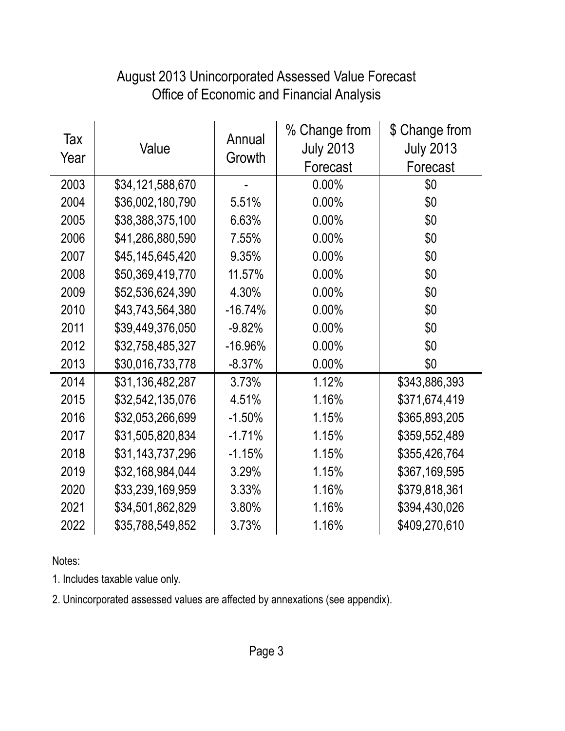# August 2013 Unincorporated Assessed Value Forecast
## Office of Economic and Financial Analysis

| Tax Year | Value | Annual Growth | % Change from July 2013 Forecast | $ Change from July 2013 Forecast |
|---|---|---|---|---|
| 2003 | $34,121,588,670 | - | 0.00% | $0 |
| 2004 | $36,002,180,790 | 5.51% | 0.00% | $0 |
| 2005 | $38,388,375,100 | 6.63% | 0.00% | $0 |
| 2006 | $41,286,880,590 | 7.55% | 0.00% | $0 |
| 2007 | $45,145,645,420 | 9.35% | 0.00% | $0 |
| 2008 | $50,369,419,770 | 11.57% | 0.00% | $0 |
| 2009 | $52,536,624,390 | 4.30% | 0.00% | $0 |
| 2010 | $43,743,564,380 | -16.74% | 0.00% | $0 |
| 2011 | $39,449,376,050 | -9.82% | 0.00% | $0 |
| 2012 | $32,758,485,327 | -16.96% | 0.00% | $0 |
| 2013 | $30,016,733,778 | -8.37% | 0.00% | $0 |
| 2014 | $31,136,482,287 | 3.73% | 1.12% | $343,886,393 |
| 2015 | $32,542,135,076 | 4.51% | 1.16% | $371,674,419 |
| 2016 | $32,053,266,699 | -1.50% | 1.15% | $365,893,205 |
| 2017 | $31,505,820,834 | -1.71% | 1.15% | $359,552,489 |
| 2018 | $31,143,737,296 | -1.15% | 1.15% | $355,426,764 |
| 2019 | $32,168,984,044 | 3.29% | 1.15% | $367,169,595 |
| 2020 | $33,239,169,959 | 3.33% | 1.16% | $379,818,361 |
| 2021 | $34,501,862,829 | 3.80% | 1.16% | $394,430,026 |
| 2022 | $35,788,549,852 | 3.73% | 1.16% | $409,270,610 |

Notes:

1. Includes taxable value only.
2. Unincorporated assessed values are affected by annexations (see appendix).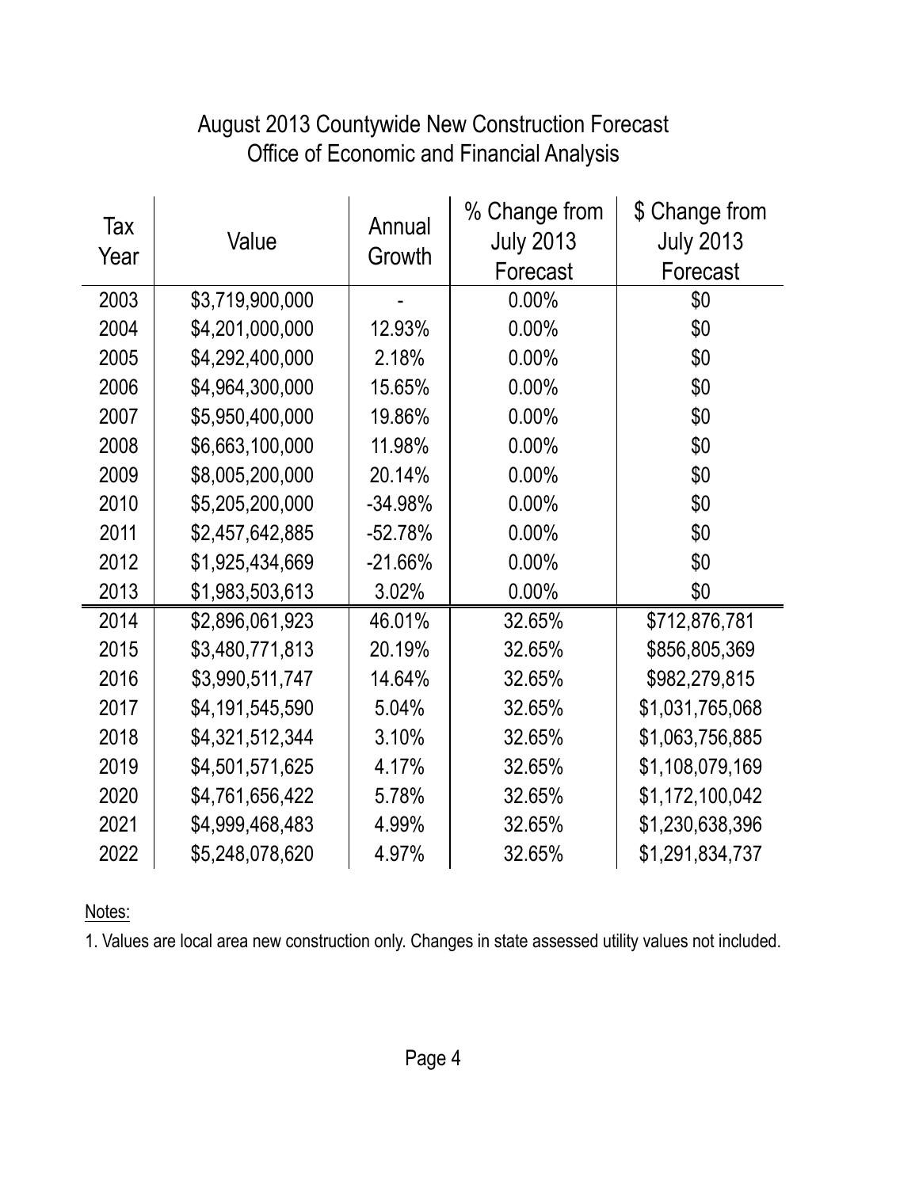# August 2013 Countywide New Construction Forecast
## Office of Economic and Financial Analysis

| Tax Year | Value | Annual Growth | % Change from July 2013 Forecast | $ Change from July 2013 Forecast |
|---|---|---|---|---|
| 2003 | $3,719,900,000 | - | 0.00% | $0 |
| 2004 | $4,201,000,000 | 12.93% | 0.00% | $0 |
| 2005 | $4,292,400,000 | 2.18% | 0.00% | $0 |
| 2006 | $4,964,300,000 | 15.65% | 0.00% | $0 |
| 2007 | $5,950,400,000 | 19.86% | 0.00% | $0 |
| 2008 | $6,663,100,000 | 11.98% | 0.00% | $0 |
| 2009 | $8,005,200,000 | 20.14% | 0.00% | $0 |
| 2010 | $5,205,200,000 | -34.98% | 0.00% | $0 |
| 2011 | $2,457,642,885 | -52.78% | 0.00% | $0 |
| 2012 | $1,925,434,669 | -21.66% | 0.00% | $0 |
| 2013 | $1,983,503,613 | 3.02% | 0.00% | $0 |
| 2014 | $2,896,061,923 | 46.01% | 32.65% | $712,876,781 |
| 2015 | $3,480,771,813 | 20.19% | 32.65% | $856,805,369 |
| 2016 | $3,990,511,747 | 14.64% | 32.65% | $982,279,815 |
| 2017 | $4,191,545,590 | 5.04% | 32.65% | $1,031,765,068 |
| 2018 | $4,321,512,344 | 3.10% | 32.65% | $1,063,756,885 |
| 2019 | $4,501,571,625 | 4.17% | 32.65% | $1,108,079,169 |
| 2020 | $4,761,656,422 | 5.78% | 32.65% | $1,172,100,042 |
| 2021 | $4,999,468,483 | 4.99% | 32.65% | $1,230,638,396 |
| 2022 | $5,248,078,620 | 4.97% | 32.65% | $1,291,834,737 |

Notes:

1. Values are local area new construction only. Changes in state assessed utility values not included.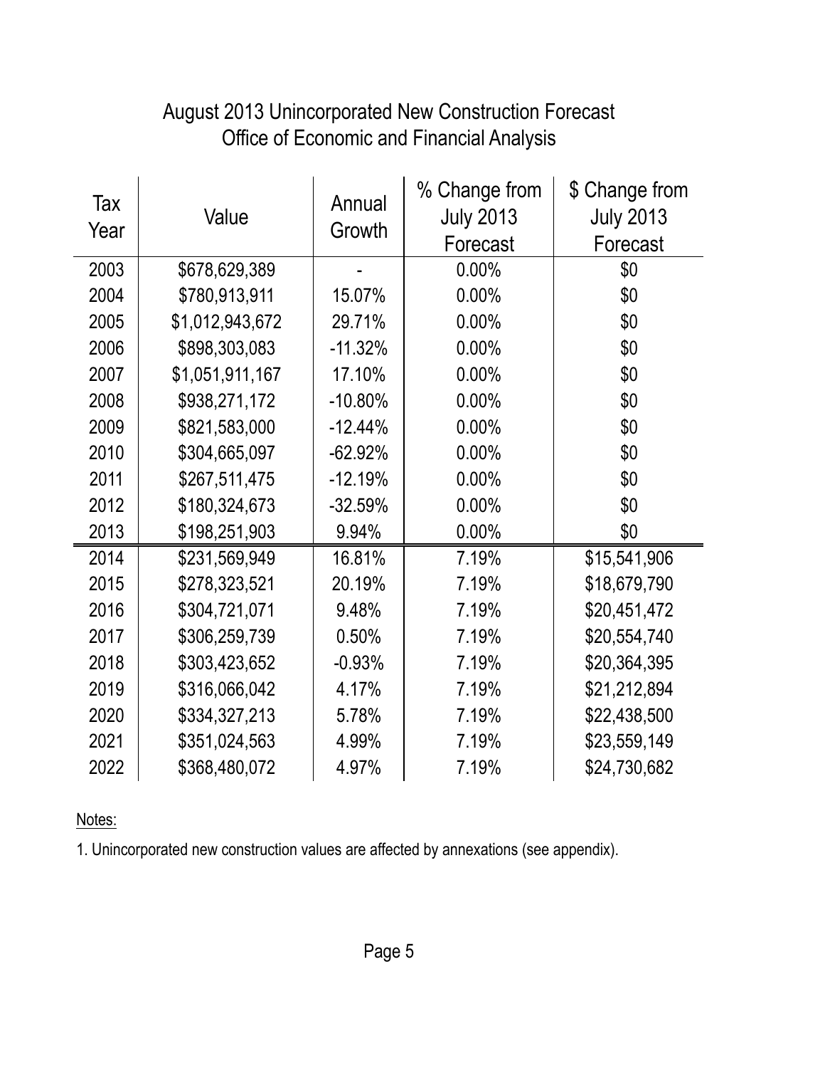# August 2013 Unincorporated New Construction Forecast
## Office of Economic and Financial Analysis

| Tax Year | Value | Annual Growth | % Change from July 2013 Forecast | $ Change from July 2013 Forecast |
|---|---|---|---|---|
| 2003 | $678,629,389 | - | 0.00% | $0 |
| 2004 | $780,913,911 | 15.07% | 0.00% | $0 |
| 2005 | $1,012,943,672 | 29.71% | 0.00% | $0 |
| 2006 | $898,303,083 | -11.32% | 0.00% | $0 |
| 2007 | $1,051,911,167 | 17.10% | 0.00% | $0 |
| 2008 | $938,271,172 | -10.80% | 0.00% | $0 |
| 2009 | $821,583,000 | -12.44% | 0.00% | $0 |
| 2010 | $304,665,097 | -62.92% | 0.00% | $0 |
| 2011 | $267,511,475 | -12.19% | 0.00% | $0 |
| 2012 | $180,324,673 | -32.59% | 0.00% | $0 |
| 2013 | $198,251,903 | 9.94% | 0.00% | $0 |
| 2014 | $231,569,949 | 16.81% | 7.19% | $15,541,906 |
| 2015 | $278,323,521 | 20.19% | 7.19% | $18,679,790 |
| 2016 | $304,721,071 | 9.48% | 7.19% | $20,451,472 |
| 2017 | $306,259,739 | 0.50% | 7.19% | $20,554,740 |
| 2018 | $303,423,652 | -0.93% | 7.19% | $20,364,395 |
| 2019 | $316,066,042 | 4.17% | 7.19% | $21,212,894 |
| 2020 | $334,327,213 | 5.78% | 7.19% | $22,438,500 |
| 2021 | $351,024,563 | 4.99% | 7.19% | $23,559,149 |
| 2022 | $368,480,072 | 4.97% | 7.19% | $24,730,682 |

Notes:

1. Unincorporated new construction values are affected by annexations (see appendix).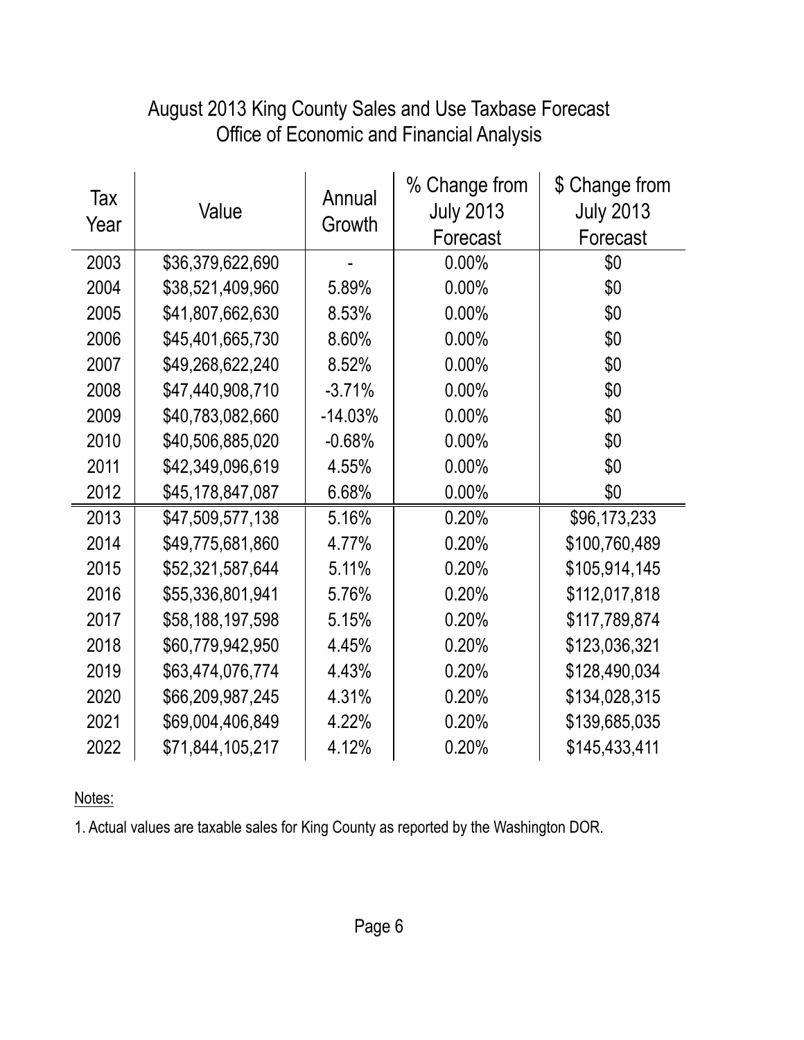# August 2013 King County Sales and Use Taxbase Forecast
## Office of Economic and Financial Analysis

| Tax Year | Value | Annual Growth | % Change from July 2013 Forecast | $ Change from July 2013 Forecast |
|---|---|---|---|---|
| 2003 | $36,379,622,690 | - | 0.00% | $0 |
| 2004 | $38,521,409,960 | 5.89% | 0.00% | $0 |
| 2005 | $41,807,662,630 | 8.53% | 0.00% | $0 |
| 2006 | $45,401,665,730 | 8.60% | 0.00% | $0 |
| 2007 | $49,268,622,240 | 8.52% | 0.00% | $0 |
| 2008 | $47,440,908,710 | -3.71% | 0.00% | $0 |
| 2009 | $40,783,082,660 | -14.03% | 0.00% | $0 |
| 2010 | $40,506,885,020 | -0.68% | 0.00% | $0 |
| 2011 | $42,349,096,619 | 4.55% | 0.00% | $0 |
| 2012 | $45,178,847,087 | 6.68% | 0.00% | $0 |
| 2013 | $47,509,577,138 | 5.16% | 0.20% | $96,173,233 |
| 2014 | $49,775,681,860 | 4.77% | 0.20% | $100,760,489 |
| 2015 | $52,321,587,644 | 5.11% | 0.20% | $105,914,145 |
| 2016 | $55,336,801,941 | 5.76% | 0.20% | $112,017,818 |
| 2017 | $58,188,197,598 | 5.15% | 0.20% | $117,789,874 |
| 2018 | $60,779,942,950 | 4.45% | 0.20% | $123,036,321 |
| 2019 | $63,474,076,774 | 4.43% | 0.20% | $128,490,034 |
| 2020 | $66,209,987,245 | 4.31% | 0.20% | $134,028,315 |
| 2021 | $69,004,406,849 | 4.22% | 0.20% | $139,685,035 |
| 2022 | $71,844,105,217 | 4.12% | 0.20% | $145,433,411 |

Notes:

1. Actual values are taxable sales for King County as reported by the Washington DOR.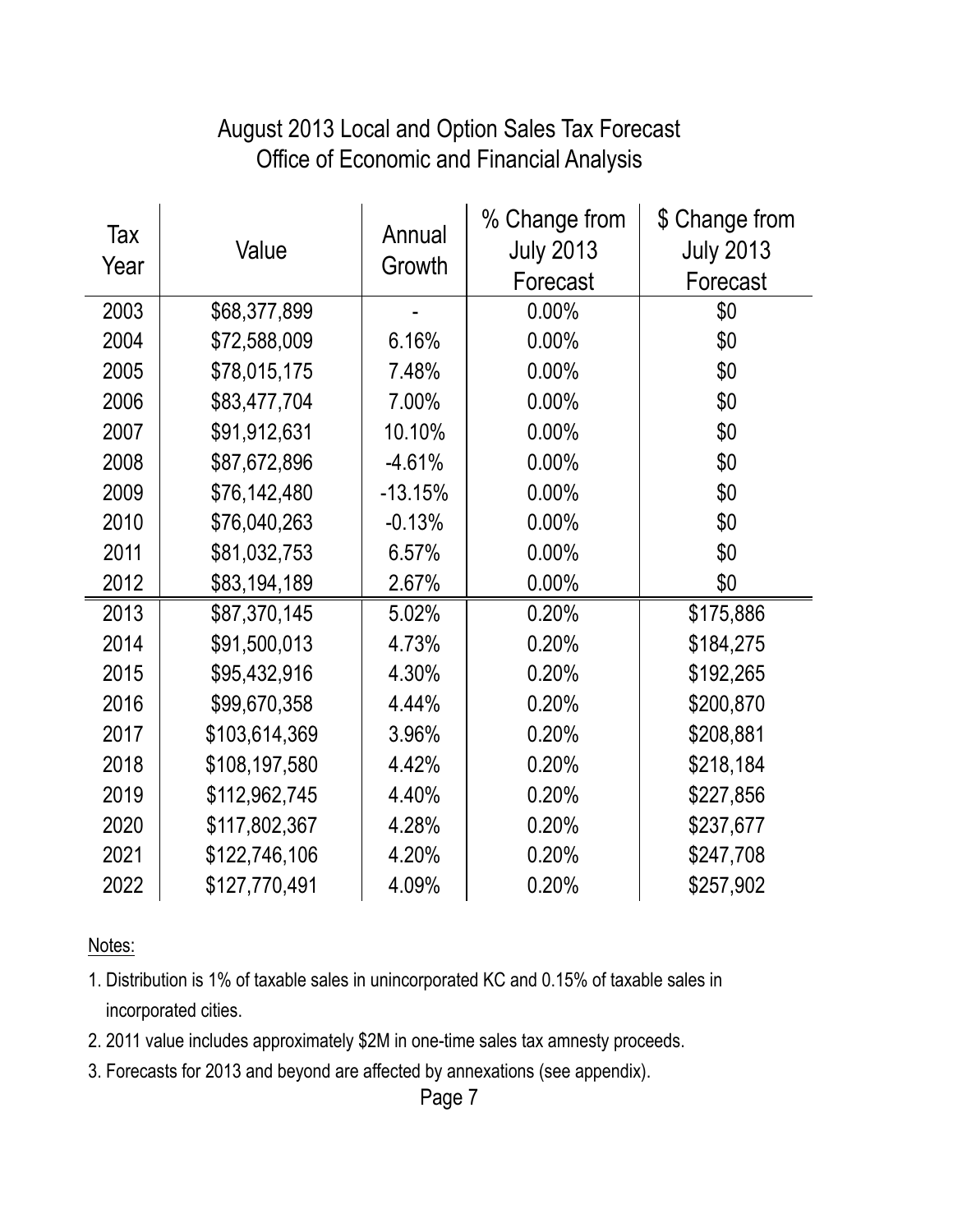# August 2013 Local and Option Sales Tax Forecast
## Office of Economic and Financial Analysis

| Tax Year | Value | Annual Growth | % Change from July 2013 Forecast | $ Change from July 2013 Forecast |
|---|---|---|---|---|
| 2003 | $68,377,899 | - | 0.00% | $0 |
| 2004 | $72,588,009 | 6.16% | 0.00% | $0 |
| 2005 | $78,015,175 | 7.48% | 0.00% | $0 |
| 2006 | $83,477,704 | 7.00% | 0.00% | $0 |
| 2007 | $91,912,631 | 10.10% | 0.00% | $0 |
| 2008 | $87,672,896 | -4.61% | 0.00% | $0 |
| 2009 | $76,142,480 | -13.15% | 0.00% | $0 |
| 2010 | $76,040,263 | -0.13% | 0.00% | $0 |
| 2011 | $81,032,753 | 6.57% | 0.00% | $0 |
| 2012 | $83,194,189 | 2.67% | 0.00% | $0 |
| 2013 | $87,370,145 | 5.02% | 0.20% | $175,886 |
| 2014 | $91,500,013 | 4.73% | 0.20% | $184,275 |
| 2015 | $95,432,916 | 4.30% | 0.20% | $192,265 |
| 2016 | $99,670,358 | 4.44% | 0.20% | $200,870 |
| 2017 | $103,614,369 | 3.96% | 0.20% | $208,881 |
| 2018 | $108,197,580 | 4.42% | 0.20% | $218,184 |
| 2019 | $112,962,745 | 4.40% | 0.20% | $227,856 |
| 2020 | $117,802,367 | 4.28% | 0.20% | $237,677 |
| 2021 | $122,746,106 | 4.20% | 0.20% | $247,708 |
| 2022 | $127,770,491 | 4.09% | 0.20% | $257,902 |

Notes:

1. Distribution is 1% of taxable sales in unincorporated KC and 0.15% of taxable sales in incorporated cities.
2. 2011 value includes approximately $2M in one-time sales tax amnesty proceeds.
3. Forecasts for 2013 and beyond are affected by annexations (see appendix).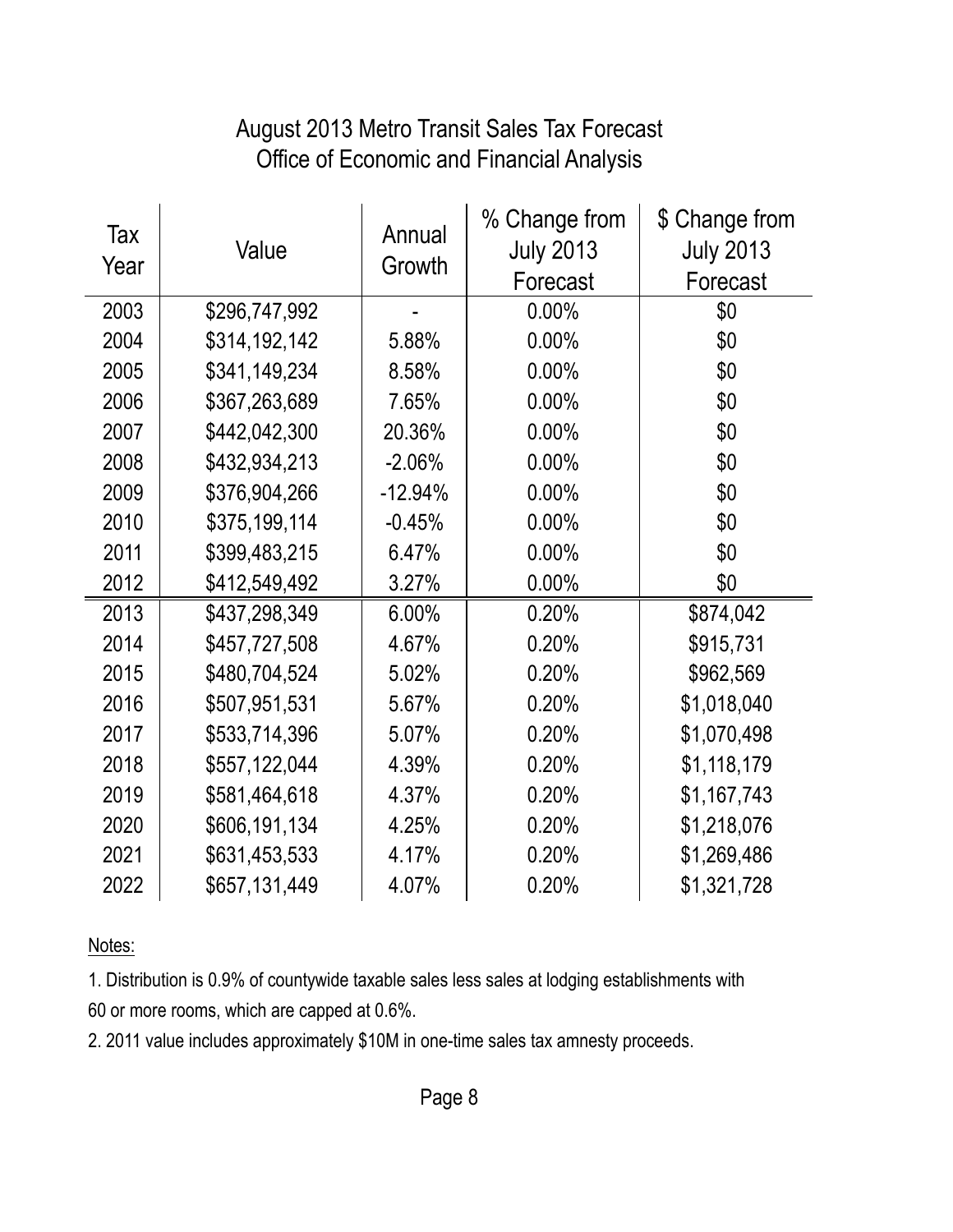# August 2013 Metro Transit Sales Tax Forecast
## Office of Economic and Financial Analysis

| Tax Year | Value | Annual Growth | % Change from July 2013 Forecast | $ Change from July 2013 Forecast |
|---|---|---|---|---|
| 2003 | $296,747,992 | - | 0.00% | $0 |
| 2004 | $314,192,142 | 5.88% | 0.00% | $0 |
| 2005 | $341,149,234 | 8.58% | 0.00% | $0 |
| 2006 | $367,263,689 | 7.65% | 0.00% | $0 |
| 2007 | $442,042,300 | 20.36% | 0.00% | $0 |
| 2008 | $432,934,213 | -2.06% | 0.00% | $0 |
| 2009 | $376,904,266 | -12.94% | 0.00% | $0 |
| 2010 | $375,199,114 | -0.45% | 0.00% | $0 |
| 2011 | $399,483,215 | 6.47% | 0.00% | $0 |
| 2012 | $412,549,492 | 3.27% | 0.00% | $0 |
| 2013 | $437,298,349 | 6.00% | 0.20% | $874,042 |
| 2014 | $457,727,508 | 4.67% | 0.20% | $915,731 |
| 2015 | $480,704,524 | 5.02% | 0.20% | $962,569 |
| 2016 | $507,951,531 | 5.67% | 0.20% | $1,018,040 |
| 2017 | $533,714,396 | 5.07% | 0.20% | $1,070,498 |
| 2018 | $557,122,044 | 4.39% | 0.20% | $1,118,179 |
| 2019 | $581,464,618 | 4.37% | 0.20% | $1,167,743 |
| 2020 | $606,191,134 | 4.25% | 0.20% | $1,218,076 |
| 2021 | $631,453,533 | 4.17% | 0.20% | $1,269,486 |
| 2022 | $657,131,449 | 4.07% | 0.20% | $1,321,728 |

Notes:

1. Distribution is 0.9% of countywide taxable sales less sales at lodging establishments with 60 or more rooms, which are capped at 0.6%.

2. 2011 value includes approximately $10M in one-time sales tax amnesty proceeds.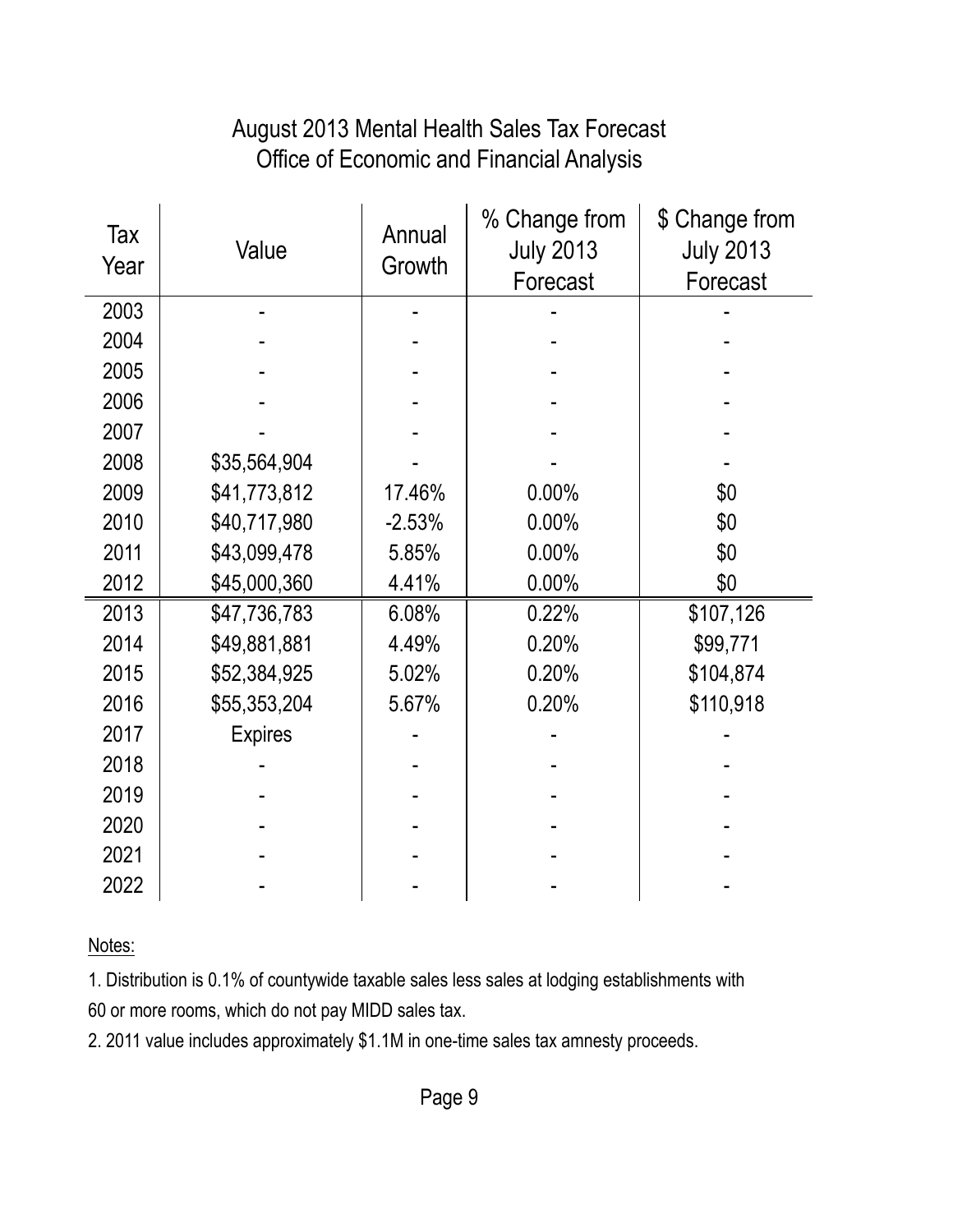# August 2013 Mental Health Sales Tax Forecast
## Office of Economic and Financial Analysis

| Tax Year | Value | Annual Growth | % Change from July 2013 Forecast | $ Change from July 2013 Forecast |
|---|---|---|---|---|
| 2003 | - | - | - | - |
| 2004 | - | - | - | - |
| 2005 | - | - | - | - |
| 2006 | - | - | - | - |
| 2007 | - | - | - | - |
| 2008 | $35,564,904 | - | - | - |
| 2009 | $41,773,812 | 17.46% | 0.00% | $0 |
| 2010 | $40,717,980 | -2.53% | 0.00% | $0 |
| 2011 | $43,099,478 | 5.85% | 0.00% | $0 |
| 2012 | $45,000,360 | 4.41% | 0.00% | $0 |
| 2013 | $47,736,783 | 6.08% | 0.22% | $107,126 |
| 2014 | $49,881,881 | 4.49% | 0.20% | $99,771 |
| 2015 | $52,384,925 | 5.02% | 0.20% | $104,874 |
| 2016 | $55,353,204 | 5.67% | 0.20% | $110,918 |
| 2017 | Expires | - | - | - |
| 2018 | - | - | - | - |
| 2019 | - | - | - | - |
| 2020 | - | - | - | - |
| 2021 | - | - | - | - |
| 2022 | - | - | - | - |

Notes:

1. Distribution is 0.1% of countywide taxable sales less sales at lodging establishments with 60 or more rooms, which do not pay MIDD sales tax.

2. 2011 value includes approximately $1.1M in one-time sales tax amnesty proceeds.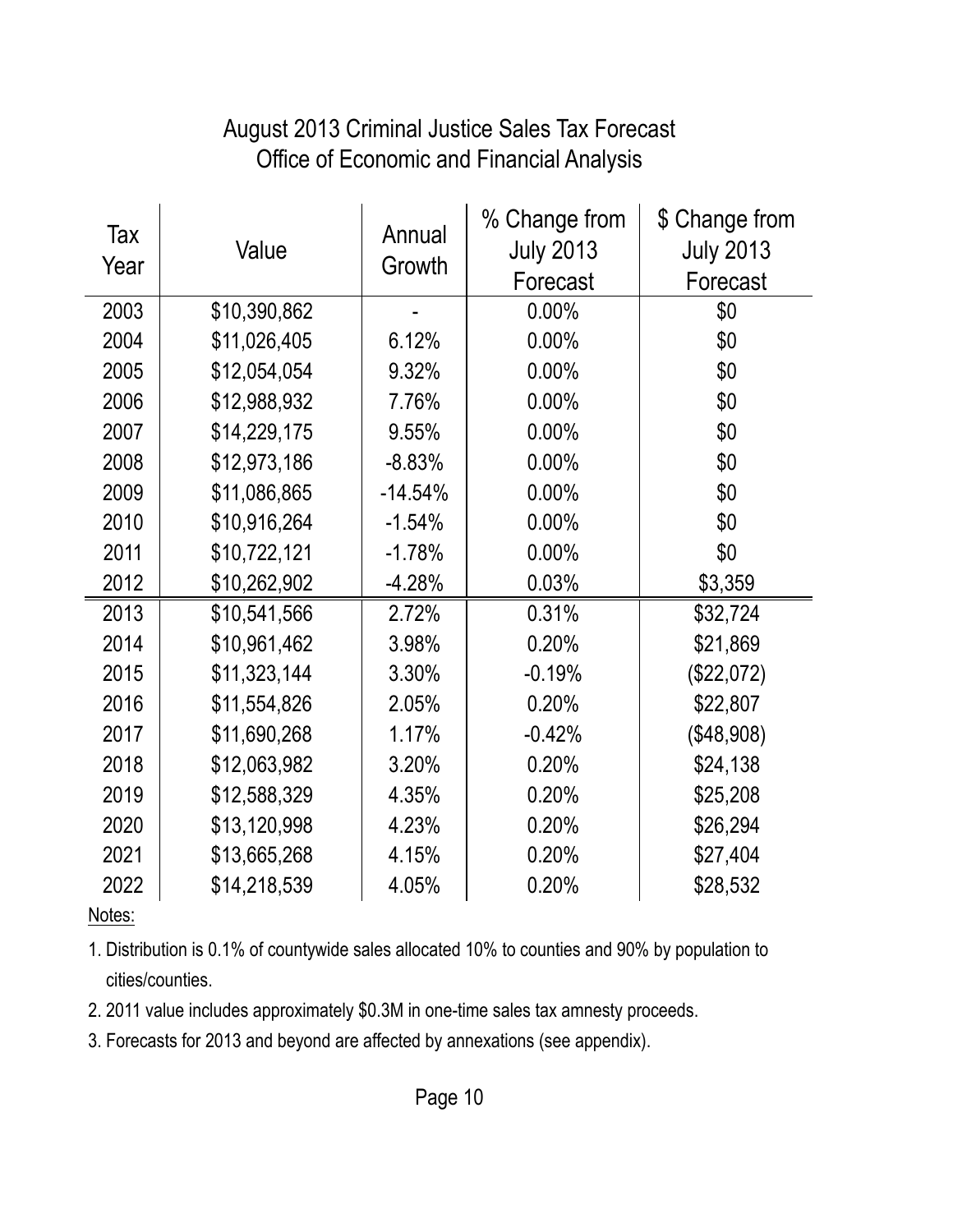# August 2013 Criminal Justice Sales Tax Forecast
## Office of Economic and Financial Analysis

| Tax Year | Value | Annual Growth | % Change from July 2013 Forecast | $ Change from July 2013 Forecast |
|---|---|---|---|---|
| 2003 | $10,390,862 | - | 0.00% | $0 |
| 2004 | $11,026,405 | 6.12% | 0.00% | $0 |
| 2005 | $12,054,054 | 9.32% | 0.00% | $0 |
| 2006 | $12,988,932 | 7.76% | 0.00% | $0 |
| 2007 | $14,229,175 | 9.55% | 0.00% | $0 |
| 2008 | $12,973,186 | -8.83% | 0.00% | $0 |
| 2009 | $11,086,865 | -14.54% | 0.00% | $0 |
| 2010 | $10,916,264 | -1.54% | 0.00% | $0 |
| 2011 | $10,722,121 | -1.78% | 0.00% | $0 |
| 2012 | $10,262,902 | -4.28% | 0.03% | $3,359 |
| 2013 | $10,541,566 | 2.72% | 0.31% | $32,724 |
| 2014 | $10,961,462 | 3.98% | 0.20% | $21,869 |
| 2015 | $11,323,144 | 3.30% | -0.19% | ($22,072) |
| 2016 | $11,554,826 | 2.05% | 0.20% | $22,807 |
| 2017 | $11,690,268 | 1.17% | -0.42% | ($48,908) |
| 2018 | $12,063,982 | 3.20% | 0.20% | $24,138 |
| 2019 | $12,588,329 | 4.35% | 0.20% | $25,208 |
| 2020 | $13,120,998 | 4.23% | 0.20% | $26,294 |
| 2021 | $13,665,268 | 4.15% | 0.20% | $27,404 |
| 2022 | $14,218,539 | 4.05% | 0.20% | $28,532 |

Notes:

1. Distribution is 0.1% of countywide sales allocated 10% to counties and 90% by population to cities/counties.
2. 2011 value includes approximately $0.3M in one-time sales tax amnesty proceeds.
3. Forecasts for 2013 and beyond are affected by annexations (see appendix).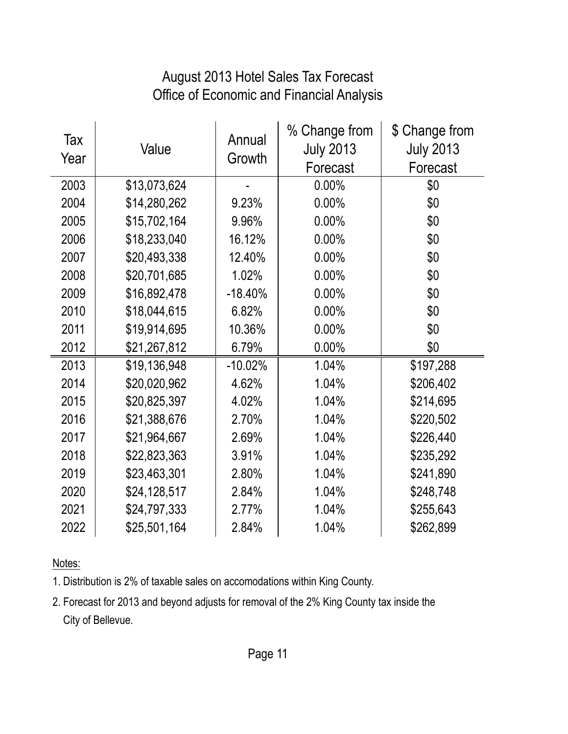# August 2013 Hotel Sales Tax Forecast
## Office of Economic and Financial Analysis

| Tax Year | Value | Annual Growth | % Change from July 2013 Forecast | $ Change from July 2013 Forecast |
|---|---|---|---|---|
| 2003 | $13,073,624 | - | 0.00% | $0 |
| 2004 | $14,280,262 | 9.23% | 0.00% | $0 |
| 2005 | $15,702,164 | 9.96% | 0.00% | $0 |
| 2006 | $18,233,040 | 16.12% | 0.00% | $0 |
| 2007 | $20,493,338 | 12.40% | 0.00% | $0 |
| 2008 | $20,701,685 | 1.02% | 0.00% | $0 |
| 2009 | $16,892,478 | -18.40% | 0.00% | $0 |
| 2010 | $18,044,615 | 6.82% | 0.00% | $0 |
| 2011 | $19,914,695 | 10.36% | 0.00% | $0 |
| 2012 | $21,267,812 | 6.79% | 0.00% | $0 |
| 2013 | $19,136,948 | -10.02% | 1.04% | $197,288 |
| 2014 | $20,020,962 | 4.62% | 1.04% | $206,402 |
| 2015 | $20,825,397 | 4.02% | 1.04% | $214,695 |
| 2016 | $21,388,676 | 2.70% | 1.04% | $220,502 |
| 2017 | $21,964,667 | 2.69% | 1.04% | $226,440 |
| 2018 | $22,823,363 | 3.91% | 1.04% | $235,292 |
| 2019 | $23,463,301 | 2.80% | 1.04% | $241,890 |
| 2020 | $24,128,517 | 2.84% | 1.04% | $248,748 |
| 2021 | $24,797,333 | 2.77% | 1.04% | $255,643 |
| 2022 | $25,501,164 | 2.84% | 1.04% | $262,899 |

Notes:

1. Distribution is 2% of taxable sales on accomodations within King County.
2. Forecast for 2013 and beyond adjusts for removal of the 2% King County tax inside the City of Bellevue.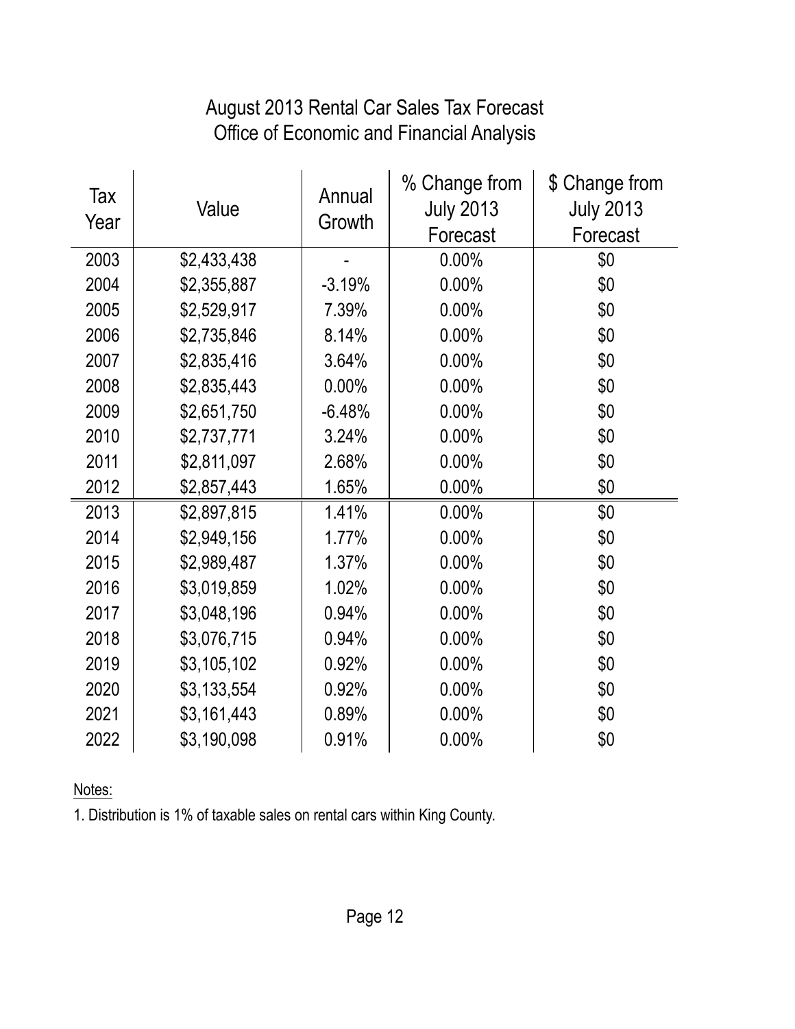# August 2013 Rental Car Sales Tax Forecast
## Office of Economic and Financial Analysis

| Tax Year | Value | Annual Growth | % Change from July 2013 Forecast | $ Change from July 2013 Forecast |
|---|---|---|---|---|
| 2003 | $2,433,438 | - | 0.00% | $0 |
| 2004 | $2,355,887 | -3.19% | 0.00% | $0 |
| 2005 | $2,529,917 | 7.39% | 0.00% | $0 |
| 2006 | $2,735,846 | 8.14% | 0.00% | $0 |
| 2007 | $2,835,416 | 3.64% | 0.00% | $0 |
| 2008 | $2,835,443 | 0.00% | 0.00% | $0 |
| 2009 | $2,651,750 | -6.48% | 0.00% | $0 |
| 2010 | $2,737,771 | 3.24% | 0.00% | $0 |
| 2011 | $2,811,097 | 2.68% | 0.00% | $0 |
| 2012 | $2,857,443 | 1.65% | 0.00% | $0 |
| 2013 | $2,897,815 | 1.41% | 0.00% | $0 |
| 2014 | $2,949,156 | 1.77% | 0.00% | $0 |
| 2015 | $2,989,487 | 1.37% | 0.00% | $0 |
| 2016 | $3,019,859 | 1.02% | 0.00% | $0 |
| 2017 | $3,048,196 | 0.94% | 0.00% | $0 |
| 2018 | $3,076,715 | 0.94% | 0.00% | $0 |
| 2019 | $3,105,102 | 0.92% | 0.00% | $0 |
| 2020 | $3,133,554 | 0.92% | 0.00% | $0 |
| 2021 | $3,161,443 | 0.89% | 0.00% | $0 |
| 2022 | $3,190,098 | 0.91% | 0.00% | $0 |

Notes:

1. Distribution is 1% of taxable sales on rental cars within King County.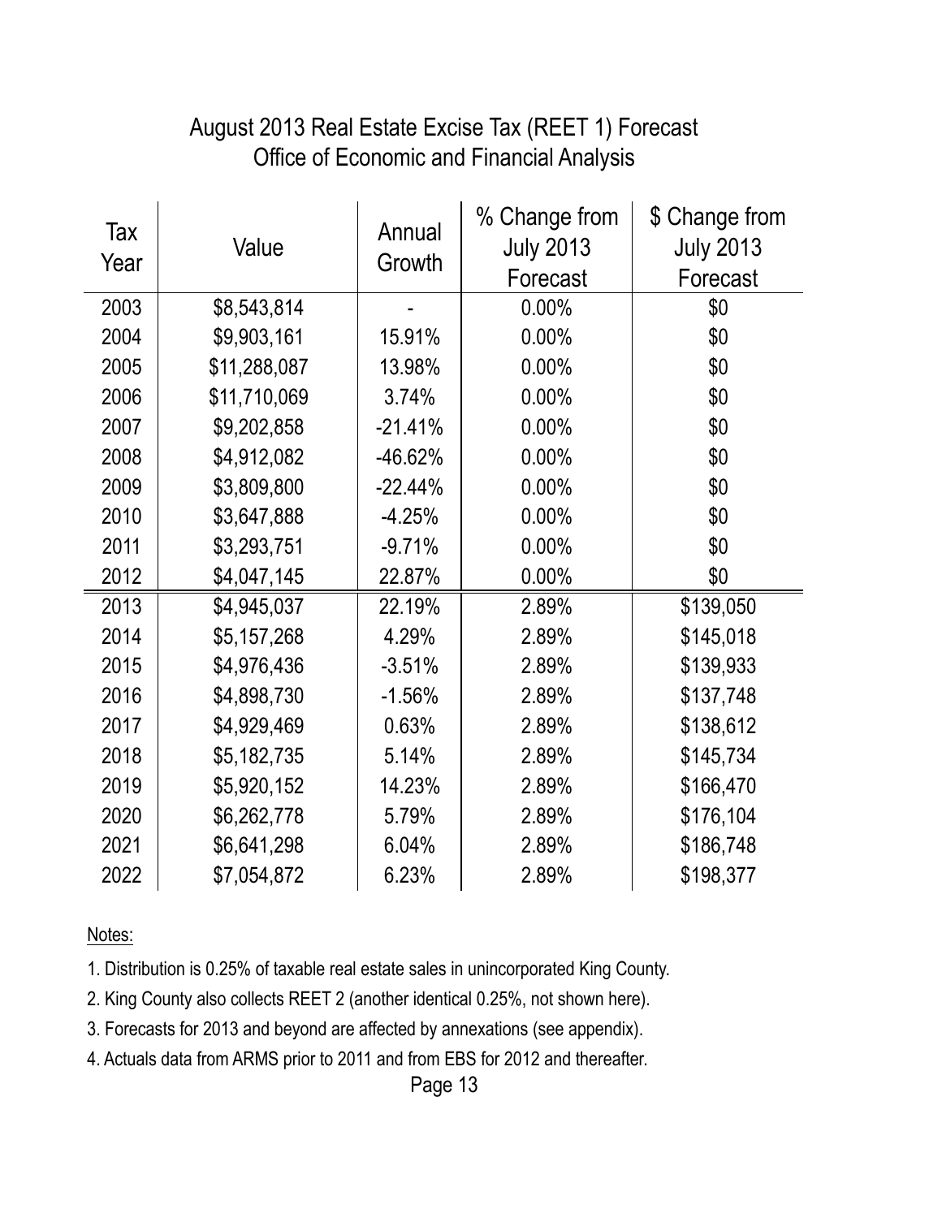# August 2013 Real Estate Excise Tax (REET 1) Forecast
## Office of Economic and Financial Analysis

| Tax Year | Value | Annual Growth | % Change from July 2013 Forecast | $ Change from July 2013 Forecast |
|---|---|---|---|---|
| 2003 | $8,543,814 | - | 0.00% | $0 |
| 2004 | $9,903,161 | 15.91% | 0.00% | $0 |
| 2005 | $11,288,087 | 13.98% | 0.00% | $0 |
| 2006 | $11,710,069 | 3.74% | 0.00% | $0 |
| 2007 | $9,202,858 | -21.41% | 0.00% | $0 |
| 2008 | $4,912,082 | -46.62% | 0.00% | $0 |
| 2009 | $3,809,800 | -22.44% | 0.00% | $0 |
| 2010 | $3,647,888 | -4.25% | 0.00% | $0 |
| 2011 | $3,293,751 | -9.71% | 0.00% | $0 |
| 2012 | $4,047,145 | 22.87% | 0.00% | $0 |
| 2013 | $4,945,037 | 22.19% | 2.89% | $139,050 |
| 2014 | $5,157,268 | 4.29% | 2.89% | $145,018 |
| 2015 | $4,976,436 | -3.51% | 2.89% | $139,933 |
| 2016 | $4,898,730 | -1.56% | 2.89% | $137,748 |
| 2017 | $4,929,469 | 0.63% | 2.89% | $138,612 |
| 2018 | $5,182,735 | 5.14% | 2.89% | $145,734 |
| 2019 | $5,920,152 | 14.23% | 2.89% | $166,470 |
| 2020 | $6,262,778 | 5.79% | 2.89% | $176,104 |
| 2021 | $6,641,298 | 6.04% | 2.89% | $186,748 |
| 2022 | $7,054,872 | 6.23% | 2.89% | $198,377 |

Notes:

1. Distribution is 0.25% of taxable real estate sales in unincorporated King County.
2. King County also collects REET 2 (another identical 0.25%, not shown here).
3. Forecasts for 2013 and beyond are affected by annexations (see appendix).
4. Actuals data from ARMS prior to 2011 and from EBS for 2012 and thereafter.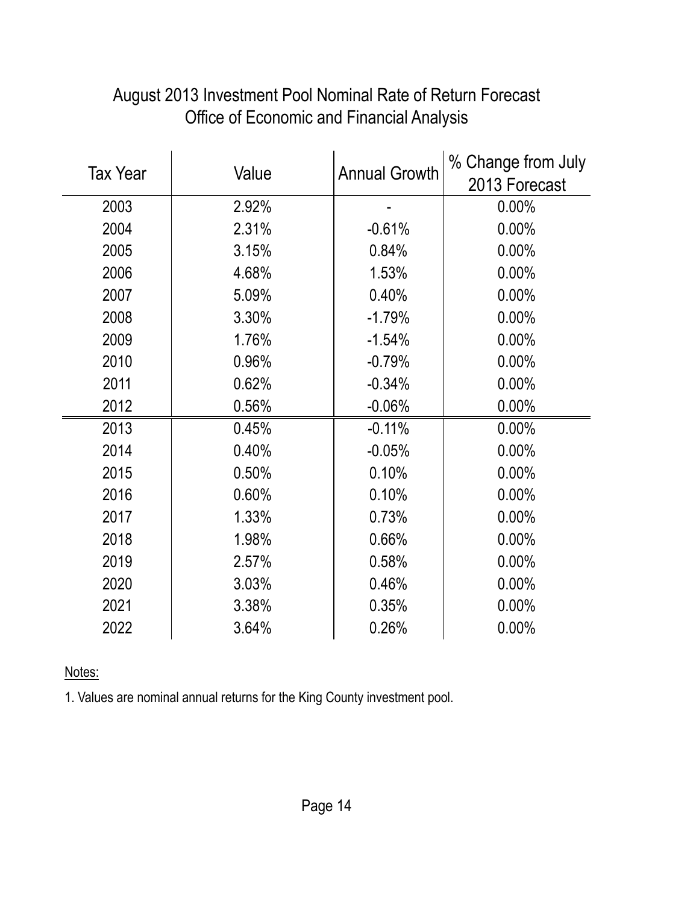# August 2013 Investment Pool Nominal Rate of Return Forecast
## Office of Economic and Financial Analysis

| Tax Year | Value | Annual Growth | % Change from July 2013 Forecast |
|---|---|---|---|
| 2003 | 2.92% | - | 0.00% |
| 2004 | 2.31% | -0.61% | 0.00% |
| 2005 | 3.15% | 0.84% | 0.00% |
| 2006 | 4.68% | 1.53% | 0.00% |
| 2007 | 5.09% | 0.40% | 0.00% |
| 2008 | 3.30% | -1.79% | 0.00% |
| 2009 | 1.76% | -1.54% | 0.00% |
| 2010 | 0.96% | -0.79% | 0.00% |
| 2011 | 0.62% | -0.34% | 0.00% |
| 2012 | 0.56% | -0.06% | 0.00% |
| 2013 | 0.45% | -0.11% | 0.00% |
| 2014 | 0.40% | -0.05% | 0.00% |
| 2015 | 0.50% | 0.10% | 0.00% |
| 2016 | 0.60% | 0.10% | 0.00% |
| 2017 | 1.33% | 0.73% | 0.00% |
| 2018 | 1.98% | 0.66% | 0.00% |
| 2019 | 2.57% | 0.58% | 0.00% |
| 2020 | 3.03% | 0.46% | 0.00% |
| 2021 | 3.38% | 0.35% | 0.00% |
| 2022 | 3.64% | 0.26% | 0.00% |

Notes:

1. Values are nominal annual returns for the King County investment pool.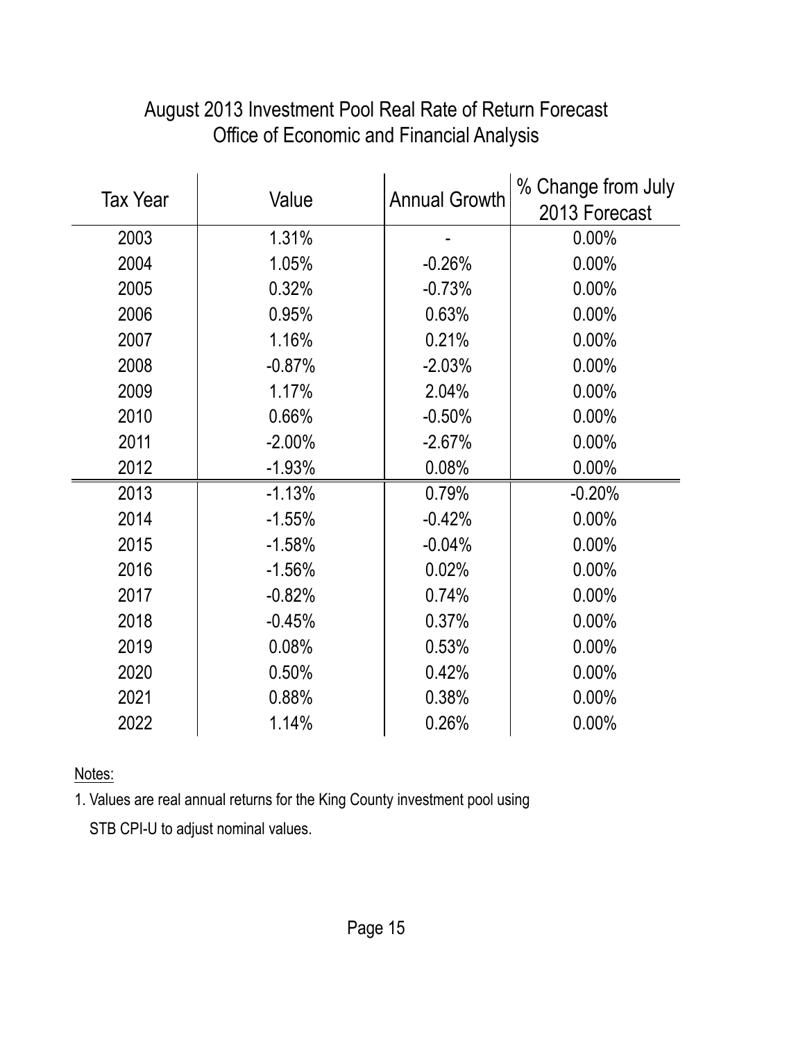# August 2013 Investment Pool Real Rate of Return Forecast
## Office of Economic and Financial Analysis

| Tax Year | Value | Annual Growth | % Change from July 2013 Forecast |
|---|---|---|---|
| 2003 | 1.31% | - | 0.00% |
| 2004 | 1.05% | -0.26% | 0.00% |
| 2005 | 0.32% | -0.73% | 0.00% |
| 2006 | 0.95% | 0.63% | 0.00% |
| 2007 | 1.16% | 0.21% | 0.00% |
| 2008 | -0.87% | -2.03% | 0.00% |
| 2009 | 1.17% | 2.04% | 0.00% |
| 2010 | 0.66% | -0.50% | 0.00% |
| 2011 | -2.00% | -2.67% | 0.00% |
| 2012 | -1.93% | 0.08% | 0.00% |
| 2013 | -1.13% | 0.79% | -0.20% |
| 2014 | -1.55% | -0.42% | 0.00% |
| 2015 | -1.58% | -0.04% | 0.00% |
| 2016 | -1.56% | 0.02% | 0.00% |
| 2017 | -0.82% | 0.74% | 0.00% |
| 2018 | -0.45% | 0.37% | 0.00% |
| 2019 | 0.08% | 0.53% | 0.00% |
| 2020 | 0.50% | 0.42% | 0.00% |
| 2021 | 0.88% | 0.38% | 0.00% |
| 2022 | 1.14% | 0.26% | 0.00% |

Notes:

1. Values are real annual returns for the King County investment pool using STB CPI-U to adjust nominal values.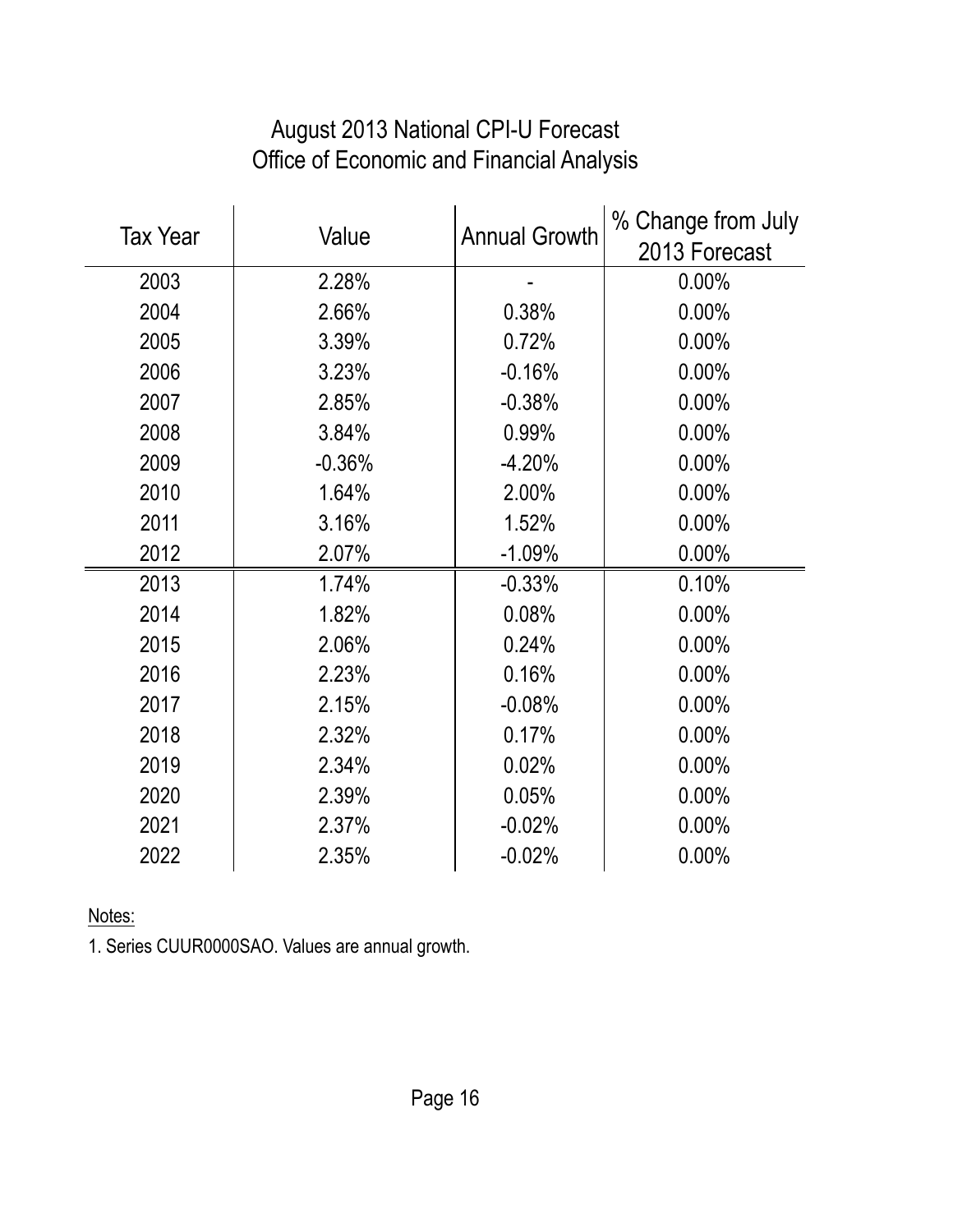# August 2013 National CPI-U Forecast
## Office of Economic and Financial Analysis

| Tax Year | Value | Annual Growth | % Change from July 2013 Forecast |
|---|---|---|---|
| 2003 | 2.28% | - | 0.00% |
| 2004 | 2.66% | 0.38% | 0.00% |
| 2005 | 3.39% | 0.72% | 0.00% |
| 2006 | 3.23% | -0.16% | 0.00% |
| 2007 | 2.85% | -0.38% | 0.00% |
| 2008 | 3.84% | 0.99% | 0.00% |
| 2009 | -0.36% | -4.20% | 0.00% |
| 2010 | 1.64% | 2.00% | 0.00% |
| 2011 | 3.16% | 1.52% | 0.00% |
| 2012 | 2.07% | -1.09% | 0.00% |
| 2013 | 1.74% | -0.33% | 0.10% |
| 2014 | 1.82% | 0.08% | 0.00% |
| 2015 | 2.06% | 0.24% | 0.00% |
| 2016 | 2.23% | 0.16% | 0.00% |
| 2017 | 2.15% | -0.08% | 0.00% |
| 2018 | 2.32% | 0.17% | 0.00% |
| 2019 | 2.34% | 0.02% | 0.00% |
| 2020 | 2.39% | 0.05% | 0.00% |
| 2021 | 2.37% | -0.02% | 0.00% |
| 2022 | 2.35% | -0.02% | 0.00% |

Notes:

1. Series CUUR0000SAO. Values are annual growth.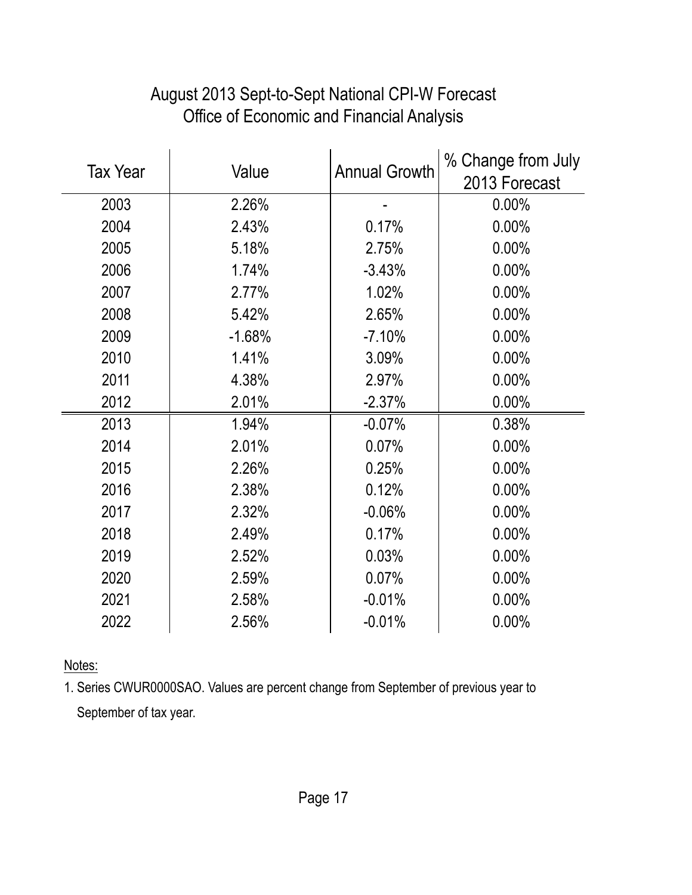# August 2013 Sept-to-Sept National CPI-W Forecast
## Office of Economic and Financial Analysis

| Tax Year | Value | Annual Growth | % Change from July 2013 Forecast |
|---|---|---|---|
| 2003 | 2.26% | - | 0.00% |
| 2004 | 2.43% | 0.17% | 0.00% |
| 2005 | 5.18% | 2.75% | 0.00% |
| 2006 | 1.74% | -3.43% | 0.00% |
| 2007 | 2.77% | 1.02% | 0.00% |
| 2008 | 5.42% | 2.65% | 0.00% |
| 2009 | -1.68% | -7.10% | 0.00% |
| 2010 | 1.41% | 3.09% | 0.00% |
| 2011 | 4.38% | 2.97% | 0.00% |
| 2012 | 2.01% | -2.37% | 0.00% |
| 2013 | 1.94% | -0.07% | 0.38% |
| 2014 | 2.01% | 0.07% | 0.00% |
| 2015 | 2.26% | 0.25% | 0.00% |
| 2016 | 2.38% | 0.12% | 0.00% |
| 2017 | 2.32% | -0.06% | 0.00% |
| 2018 | 2.49% | 0.17% | 0.00% |
| 2019 | 2.52% | 0.03% | 0.00% |
| 2020 | 2.59% | 0.07% | 0.00% |
| 2021 | 2.58% | -0.01% | 0.00% |
| 2022 | 2.56% | -0.01% | 0.00% |

Notes:

1. Series CWUR0000SAO. Values are percent change from September of previous year to September of tax year.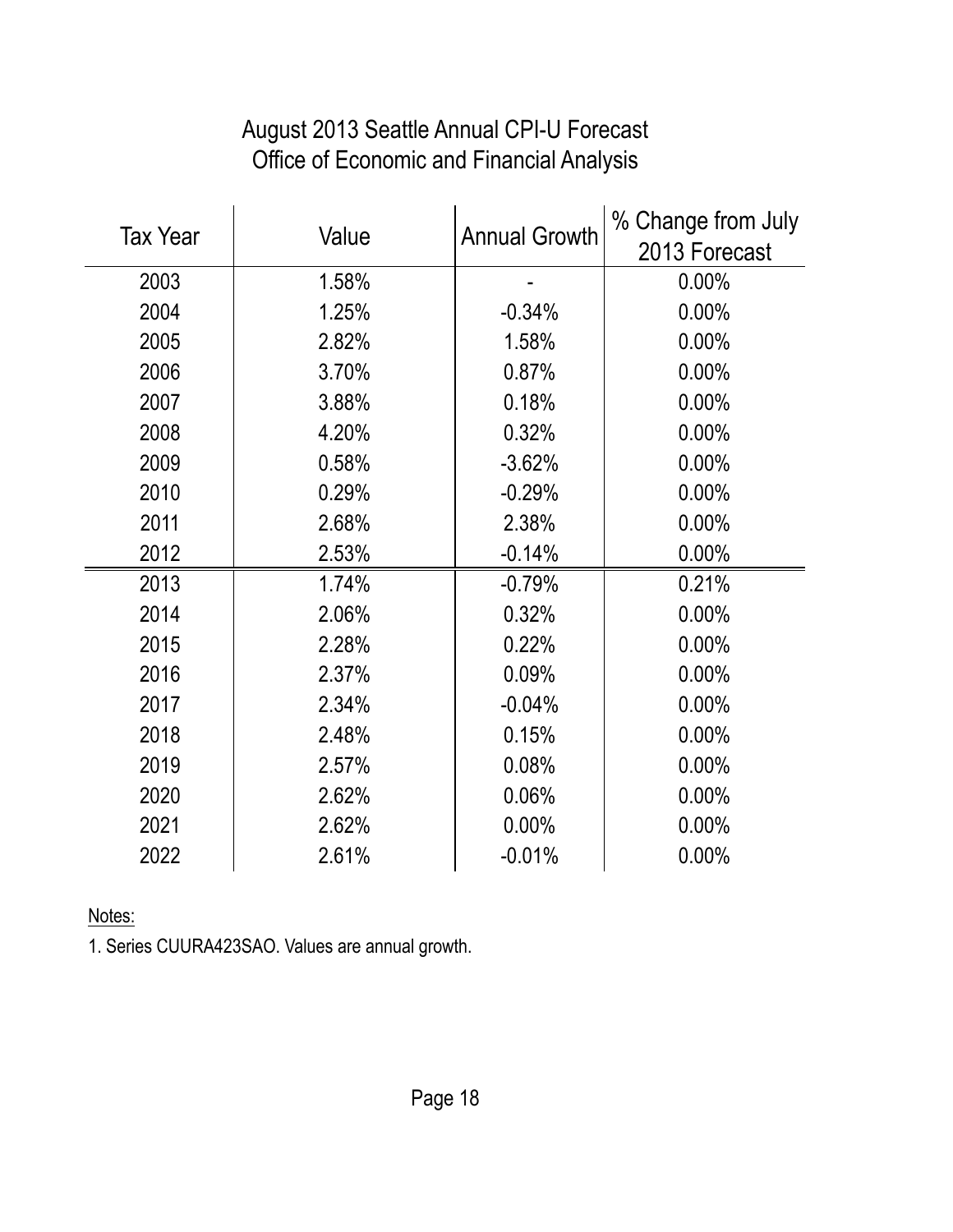# August 2013 Seattle Annual CPI-U Forecast
## Office of Economic and Financial Analysis

| Tax Year | Value | Annual Growth | % Change from July 2013 Forecast |
|---|---|---|---|
| 2003 | 1.58% | - | 0.00% |
| 2004 | 1.25% | -0.34% | 0.00% |
| 2005 | 2.82% | 1.58% | 0.00% |
| 2006 | 3.70% | 0.87% | 0.00% |
| 2007 | 3.88% | 0.18% | 0.00% |
| 2008 | 4.20% | 0.32% | 0.00% |
| 2009 | 0.58% | -3.62% | 0.00% |
| 2010 | 0.29% | -0.29% | 0.00% |
| 2011 | 2.68% | 2.38% | 0.00% |
| 2012 | 2.53% | -0.14% | 0.00% |
| 2013 | 1.74% | -0.79% | 0.21% |
| 2014 | 2.06% | 0.32% | 0.00% |
| 2015 | 2.28% | 0.22% | 0.00% |
| 2016 | 2.37% | 0.09% | 0.00% |
| 2017 | 2.34% | -0.04% | 0.00% |
| 2018 | 2.48% | 0.15% | 0.00% |
| 2019 | 2.57% | 0.08% | 0.00% |
| 2020 | 2.62% | 0.06% | 0.00% |
| 2021 | 2.62% | 0.00% | 0.00% |
| 2022 | 2.61% | -0.01% | 0.00% |

Notes:

1. Series CUURA423SAO. Values are annual growth.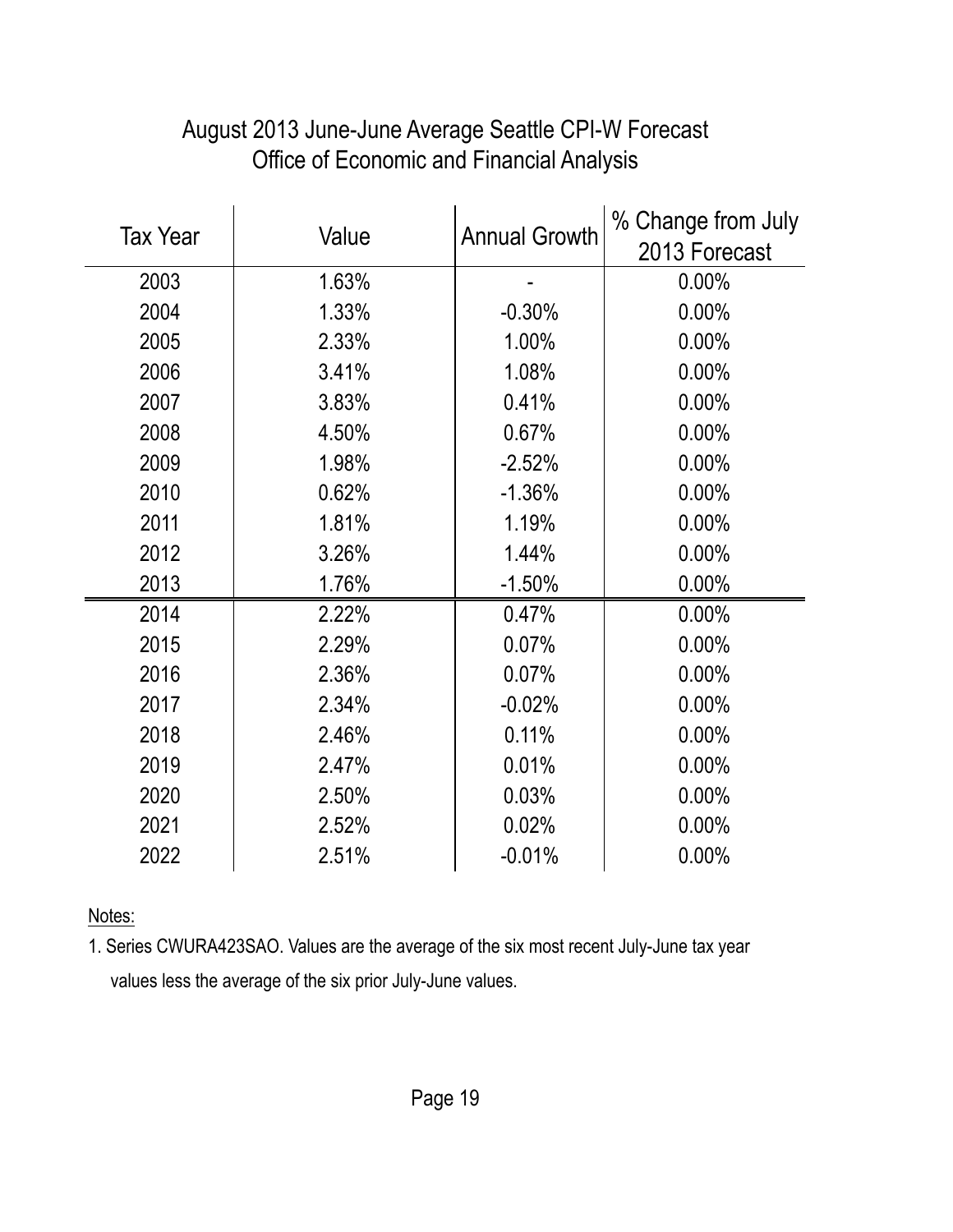# August 2013 June-June Average Seattle CPI-W Forecast
## Office of Economic and Financial Analysis

| Tax Year | Value | Annual Growth | % Change from July 2013 Forecast |
|---|---|---|---|
| 2003 | 1.63% | - | 0.00% |
| 2004 | 1.33% | -0.30% | 0.00% |
| 2005 | 2.33% | 1.00% | 0.00% |
| 2006 | 3.41% | 1.08% | 0.00% |
| 2007 | 3.83% | 0.41% | 0.00% |
| 2008 | 4.50% | 0.67% | 0.00% |
| 2009 | 1.98% | -2.52% | 0.00% |
| 2010 | 0.62% | -1.36% | 0.00% |
| 2011 | 1.81% | 1.19% | 0.00% |
| 2012 | 3.26% | 1.44% | 0.00% |
| 2013 | 1.76% | -1.50% | 0.00% |
| 2014 | 2.22% | 0.47% | 0.00% |
| 2015 | 2.29% | 0.07% | 0.00% |
| 2016 | 2.36% | 0.07% | 0.00% |
| 2017 | 2.34% | -0.02% | 0.00% |
| 2018 | 2.46% | 0.11% | 0.00% |
| 2019 | 2.47% | 0.01% | 0.00% |
| 2020 | 2.50% | 0.03% | 0.00% |
| 2021 | 2.52% | 0.02% | 0.00% |
| 2022 | 2.51% | -0.01% | 0.00% |

Notes:

1. Series CWURA423SAO. Values are the average of the six most recent July-June tax year values less the average of the six prior July-June values.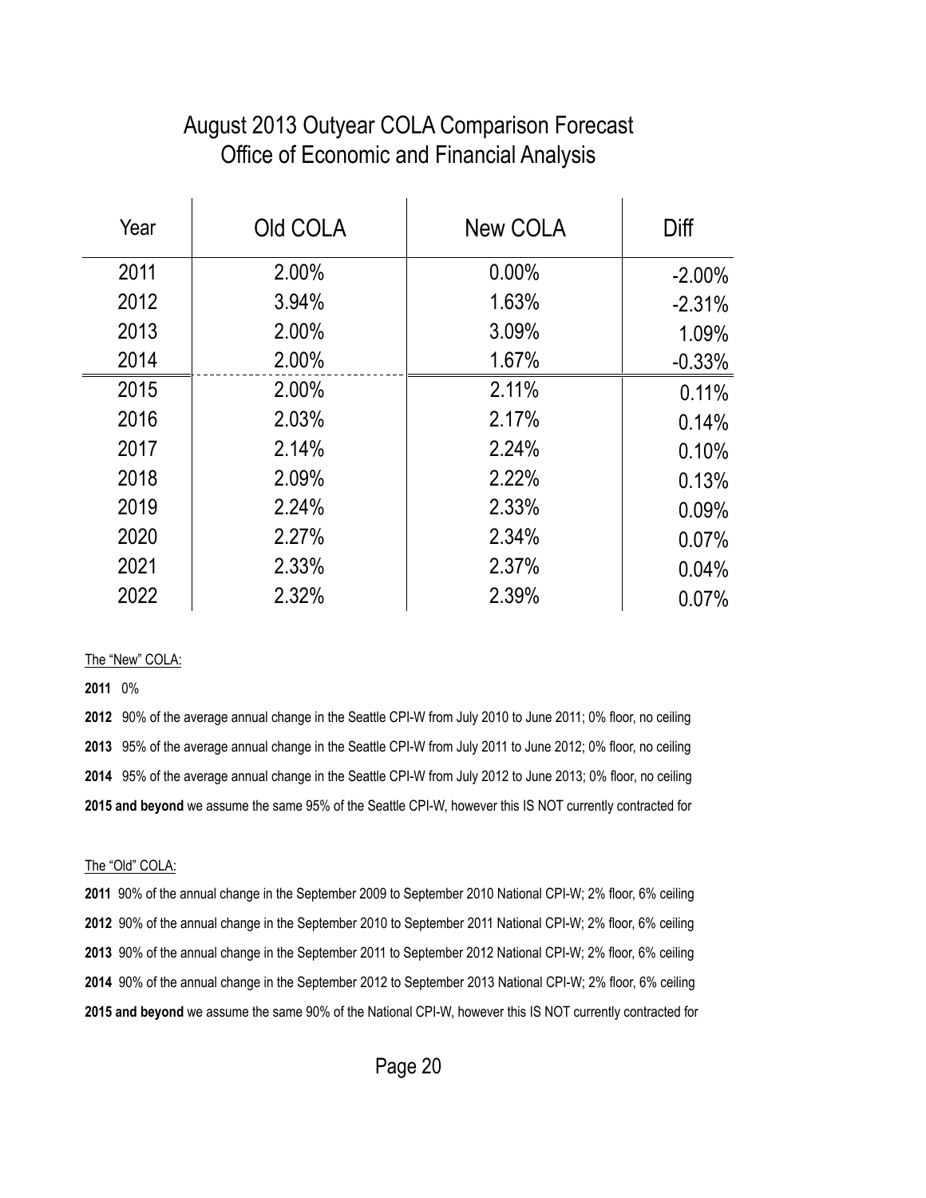# August 2013 Outyear COLA Comparison Forecast
## Office of Economic and Financial Analysis

| Year | Old COLA | New COLA | Diff |
|---|---|---|---|
| 2011 | 2.00% | 0.00% | -2.00% |
| 2012 | 3.94% | 1.63% | -2.31% |
| 2013 | 2.00% | 3.09% | 1.09% |
| 2014 | 2.00% | 1.67% | -0.33% |
| 2015 | 2.00% | 2.11% | 0.11% |
| 2016 | 2.03% | 2.17% | 0.14% |
| 2017 | 2.14% | 2.24% | 0.10% |
| 2018 | 2.09% | 2.22% | 0.13% |
| 2019 | 2.24% | 2.33% | 0.09% |
| 2020 | 2.27% | 2.34% | 0.07% |
| 2021 | 2.33% | 2.37% | 0.04% |
| 2022 | 2.32% | 2.39% | 0.07% |

The "New" COLA:

**2011** 0%

**2012** 90% of the average annual change in the Seattle CPI-W from July 2010 to June 2011; 0% floor, no ceiling

**2013** 95% of the average annual change in the Seattle CPI-W from July 2011 to June 2012; 0% floor, no ceiling

**2014** 95% of the average annual change in the Seattle CPI-W from July 2012 to June 2013; 0% floor, no ceiling

**2015 and beyond** we assume the same 95% of the Seattle CPI-W, however this IS NOT currently contracted for

The "Old" COLA:

**2011** 90% of the annual change in the September 2009 to September 2010 National CPI-W; 2% floor, 6% ceiling

**2012** 90% of the annual change in the September 2010 to September 2011 National CPI-W; 2% floor, 6% ceiling

**2013** 90% of the annual change in the September 2011 to September 2012 National CPI-W; 2% floor, 6% ceiling

**2014** 90% of the annual change in the September 2012 to September 2013 National CPI-W; 2% floor, 6% ceiling

**2015 and beyond** we assume the same 90% of the National CPI-W, however this IS NOT currently contracted for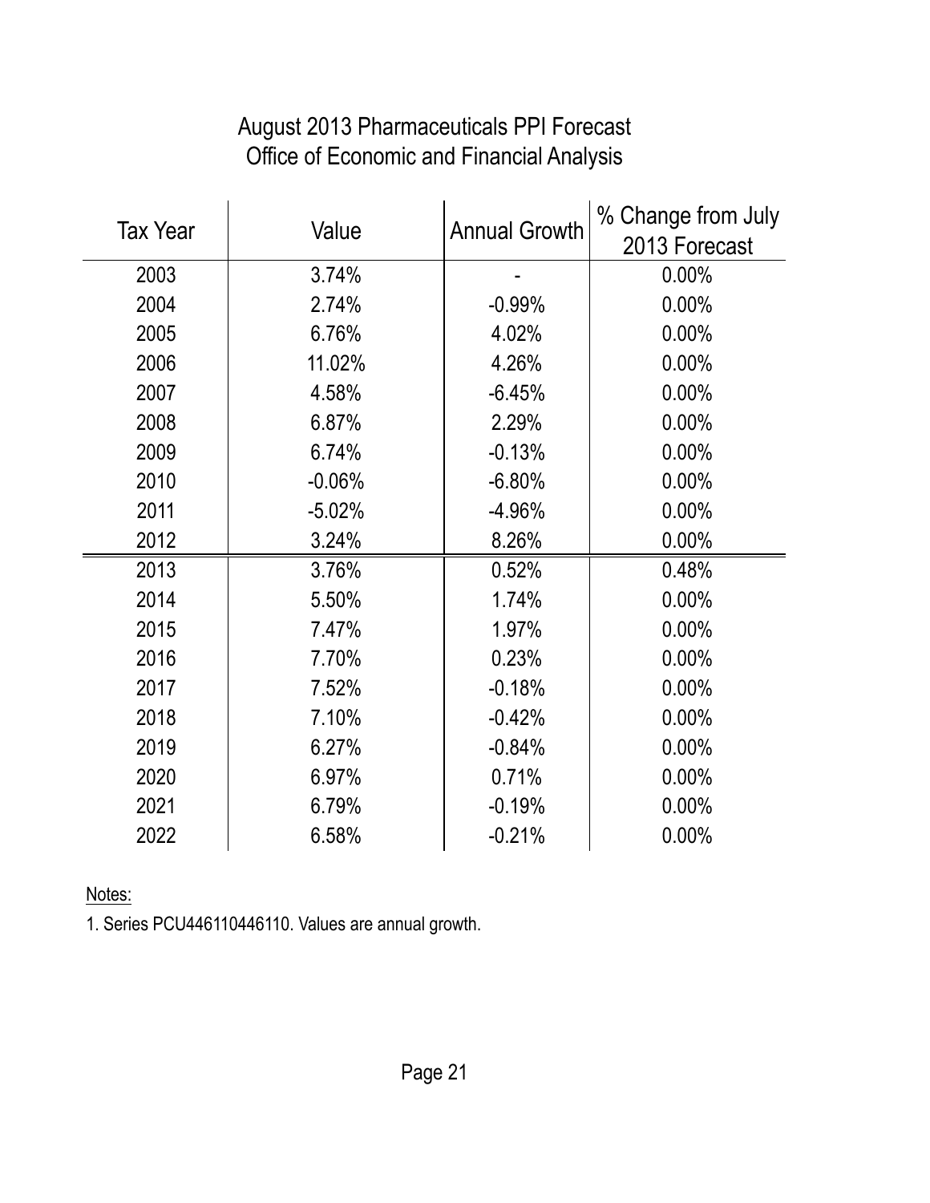# August 2013 Pharmaceuticals PPI Forecast
## Office of Economic and Financial Analysis

| Tax Year | Value | Annual Growth | % Change from July 2013 Forecast |
|---|---|---|---|
| 2003 | 3.74% | - | 0.00% |
| 2004 | 2.74% | -0.99% | 0.00% |
| 2005 | 6.76% | 4.02% | 0.00% |
| 2006 | 11.02% | 4.26% | 0.00% |
| 2007 | 4.58% | -6.45% | 0.00% |
| 2008 | 6.87% | 2.29% | 0.00% |
| 2009 | 6.74% | -0.13% | 0.00% |
| 2010 | -0.06% | -6.80% | 0.00% |
| 2011 | -5.02% | -4.96% | 0.00% |
| 2012 | 3.24% | 8.26% | 0.00% |
| 2013 | 3.76% | 0.52% | 0.48% |
| 2014 | 5.50% | 1.74% | 0.00% |
| 2015 | 7.47% | 1.97% | 0.00% |
| 2016 | 7.70% | 0.23% | 0.00% |
| 2017 | 7.52% | -0.18% | 0.00% |
| 2018 | 7.10% | -0.42% | 0.00% |
| 2019 | 6.27% | -0.84% | 0.00% |
| 2020 | 6.97% | 0.71% | 0.00% |
| 2021 | 6.79% | -0.19% | 0.00% |
| 2022 | 6.58% | -0.21% | 0.00% |

Notes:

1. Series PCU446110446110. Values are annual growth.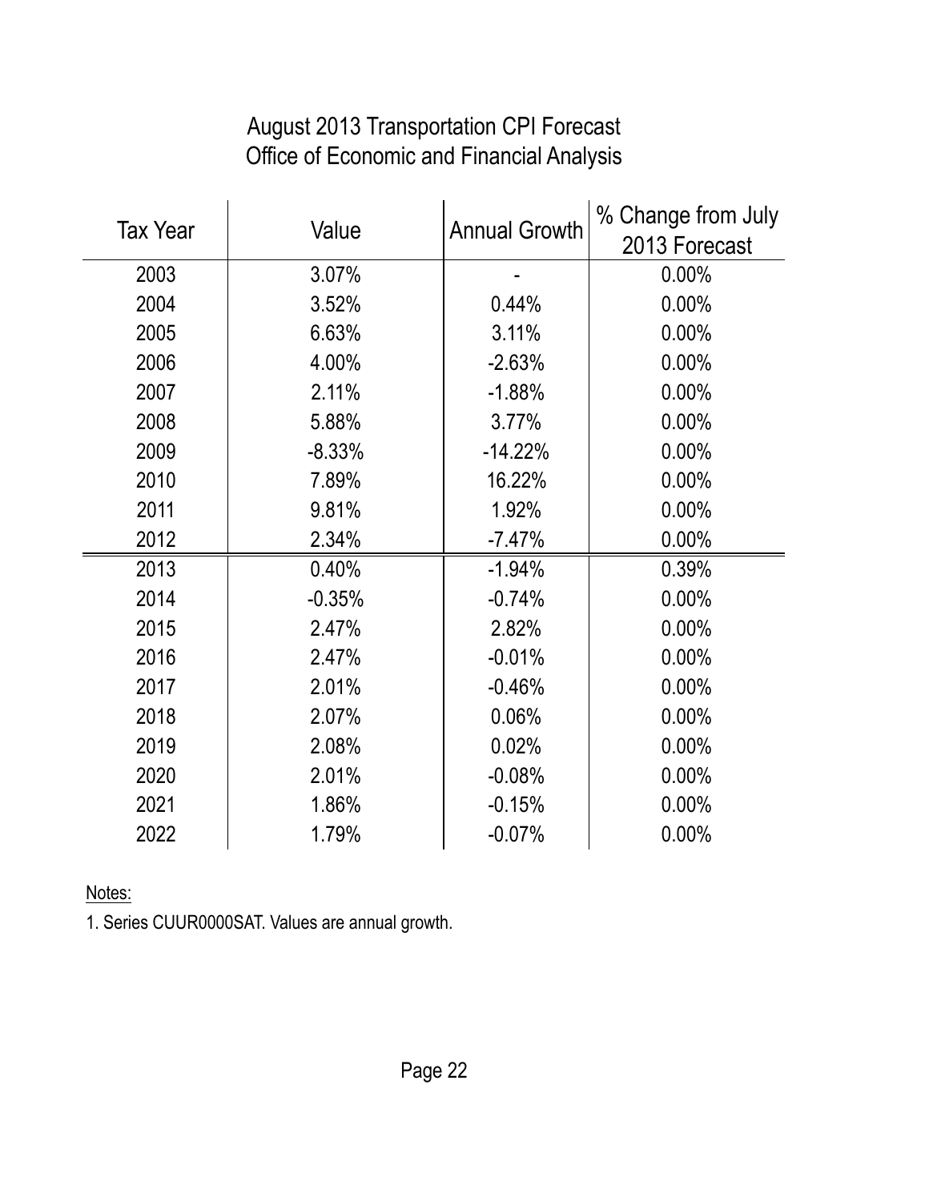# August 2013 Transportation CPI Forecast
## Office of Economic and Financial Analysis

| Tax Year | Value | Annual Growth | % Change from July 2013 Forecast |
|---|---|---|---|
| 2003 | 3.07% | - | 0.00% |
| 2004 | 3.52% | 0.44% | 0.00% |
| 2005 | 6.63% | 3.11% | 0.00% |
| 2006 | 4.00% | -2.63% | 0.00% |
| 2007 | 2.11% | -1.88% | 0.00% |
| 2008 | 5.88% | 3.77% | 0.00% |
| 2009 | -8.33% | -14.22% | 0.00% |
| 2010 | 7.89% | 16.22% | 0.00% |
| 2011 | 9.81% | 1.92% | 0.00% |
| 2012 | 2.34% | -7.47% | 0.00% |
| 2013 | 0.40% | -1.94% | 0.39% |
| 2014 | -0.35% | -0.74% | 0.00% |
| 2015 | 2.47% | 2.82% | 0.00% |
| 2016 | 2.47% | -0.01% | 0.00% |
| 2017 | 2.01% | -0.46% | 0.00% |
| 2018 | 2.07% | 0.06% | 0.00% |
| 2019 | 2.08% | 0.02% | 0.00% |
| 2020 | 2.01% | -0.08% | 0.00% |
| 2021 | 1.86% | -0.15% | 0.00% |
| 2022 | 1.79% | -0.07% | 0.00% |

Notes:

1. Series CUUR0000SAT. Values are annual growth.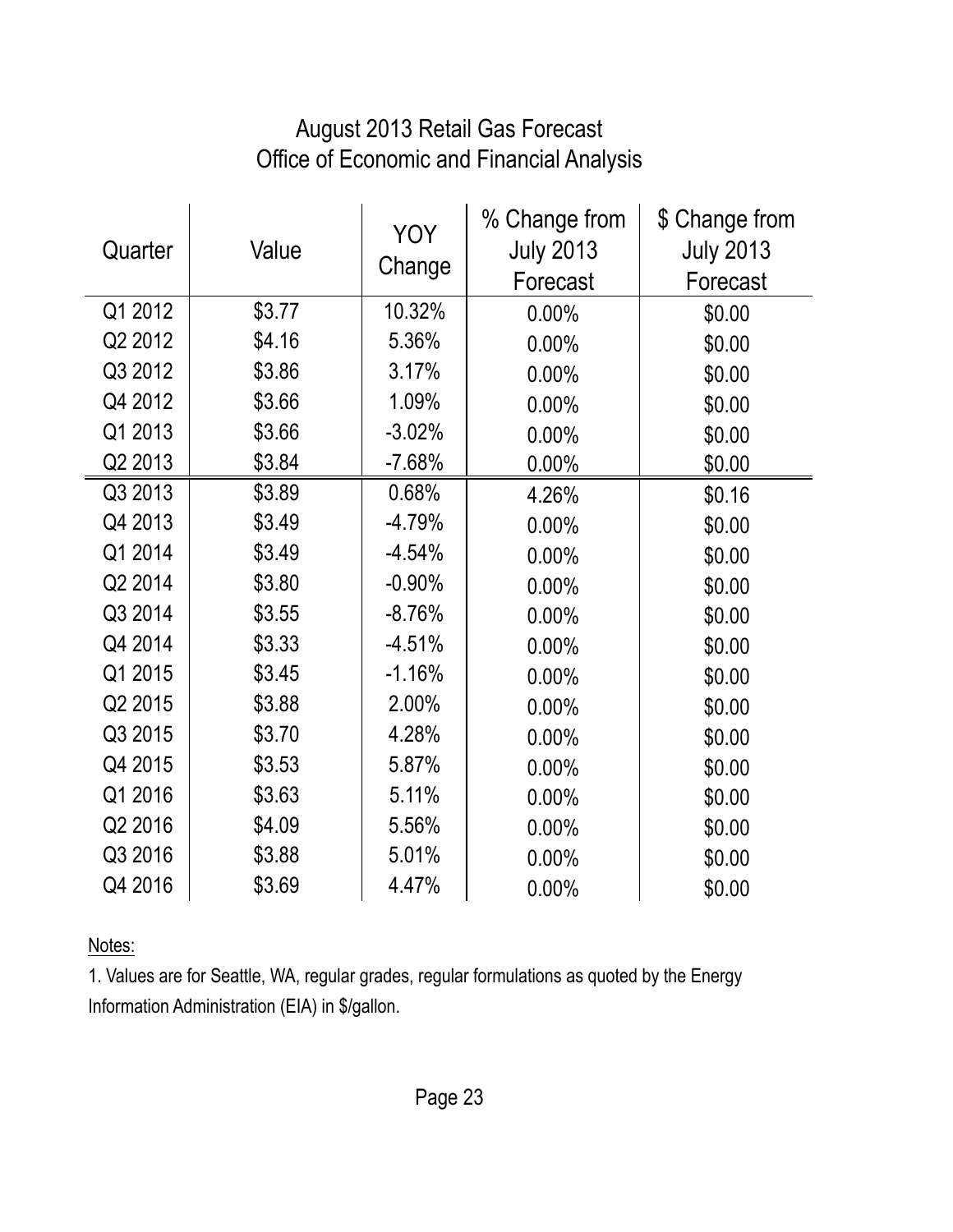# August 2013 Retail Gas Forecast
## Office of Economic and Financial Analysis

| Quarter | Value | YOY Change | % Change from July 2013 Forecast | $ Change from July 2013 Forecast |
|---|---|---|---|---|
| Q1 2012 | $3.77 | 10.32% | 0.00% | $0.00 |
| Q2 2012 | $4.16 | 5.36% | 0.00% | $0.00 |
| Q3 2012 | $3.86 | 3.17% | 0.00% | $0.00 |
| Q4 2012 | $3.66 | 1.09% | 0.00% | $0.00 |
| Q1 2013 | $3.66 | -3.02% | 0.00% | $0.00 |
| Q2 2013 | $3.84 | -7.68% | 0.00% | $0.00 |
| Q3 2013 | $3.89 | 0.68% | 4.26% | $0.16 |
| Q4 2013 | $3.49 | -4.79% | 0.00% | $0.00 |
| Q1 2014 | $3.49 | -4.54% | 0.00% | $0.00 |
| Q2 2014 | $3.80 | -0.90% | 0.00% | $0.00 |
| Q3 2014 | $3.55 | -8.76% | 0.00% | $0.00 |
| Q4 2014 | $3.33 | -4.51% | 0.00% | $0.00 |
| Q1 2015 | $3.45 | -1.16% | 0.00% | $0.00 |
| Q2 2015 | $3.88 | 2.00% | 0.00% | $0.00 |
| Q3 2015 | $3.70 | 4.28% | 0.00% | $0.00 |
| Q4 2015 | $3.53 | 5.87% | 0.00% | $0.00 |
| Q1 2016 | $3.63 | 5.11% | 0.00% | $0.00 |
| Q2 2016 | $4.09 | 5.56% | 0.00% | $0.00 |
| Q3 2016 | $3.88 | 5.01% | 0.00% | $0.00 |
| Q4 2016 | $3.69 | 4.47% | 0.00% | $0.00 |

Notes:

1. Values are for Seattle, WA, regular grades, regular formulations as quoted by the Energy Information Administration (EIA) in $/gallon.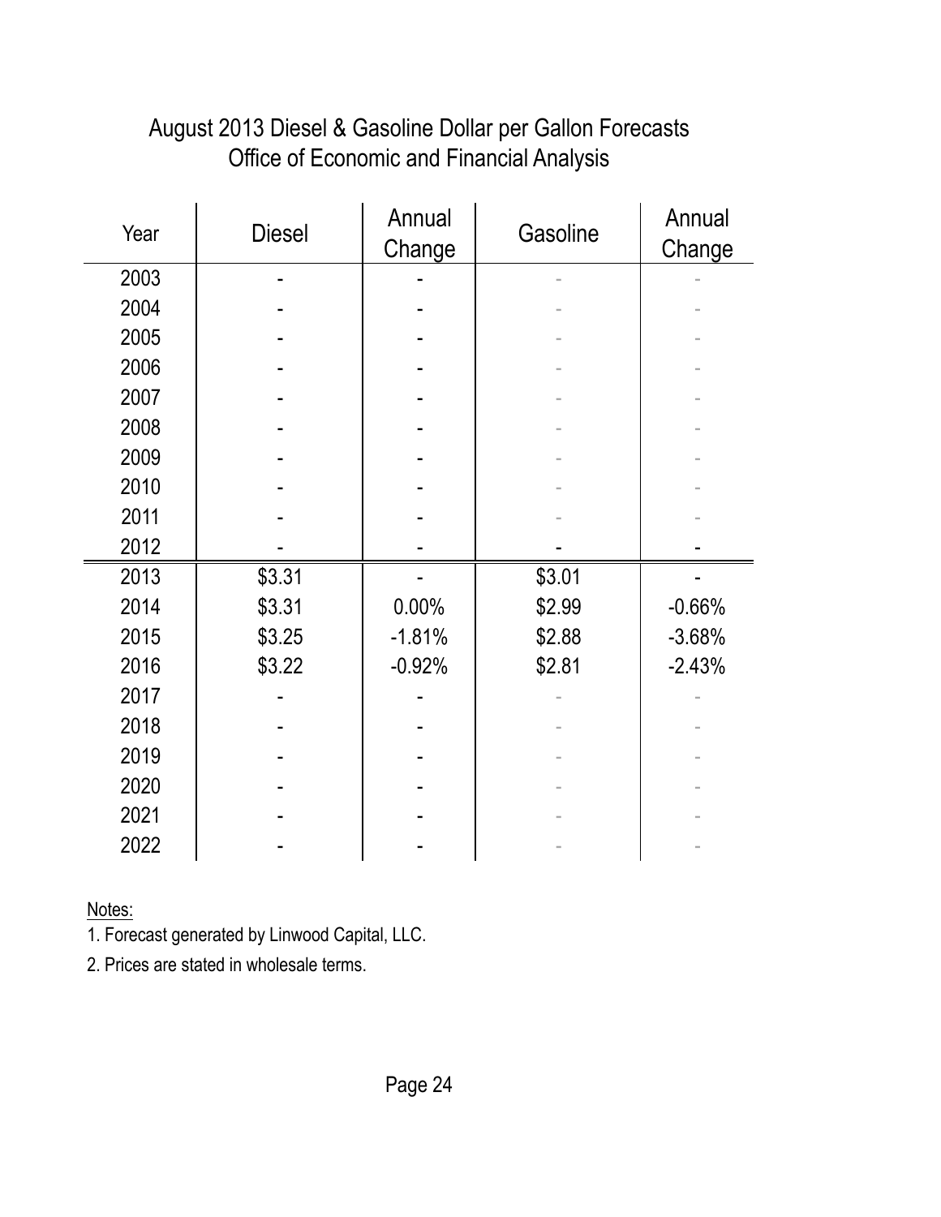# August 2013 Diesel & Gasoline Dollar per Gallon Forecasts
## Office of Economic and Financial Analysis

| Year | Diesel | Annual Change | Gasoline | Annual Change |
|---|---|---|---|---|
| 2003 | - | - | - | - |
| 2004 | - | - | - | - |
| 2005 | - | - | - | - |
| 2006 | - | - | - | - |
| 2007 | - | - | - | - |
| 2008 | - | - | - | - |
| 2009 | - | - | - | - |
| 2010 | - | - | - | - |
| 2011 | - | - | - | - |
| 2012 | - | - | - | - |
| 2013 | $3.31 | - | $3.01 | - |
| 2014 | $3.31 | 0.00% | $2.99 | -0.66% |
| 2015 | $3.25 | -1.81% | $2.88 | -3.68% |
| 2016 | $3.22 | -0.92% | $2.81 | -2.43% |
| 2017 | - | - | - | - |
| 2018 | - | - | - | - |
| 2019 | - | - | - | - |
| 2020 | - | - | - | - |
| 2021 | - | - | - | - |
| 2022 | - | - | - | - |

Notes:

1. Forecast generated by Linwood Capital, LLC.
2. Prices are stated in wholesale terms.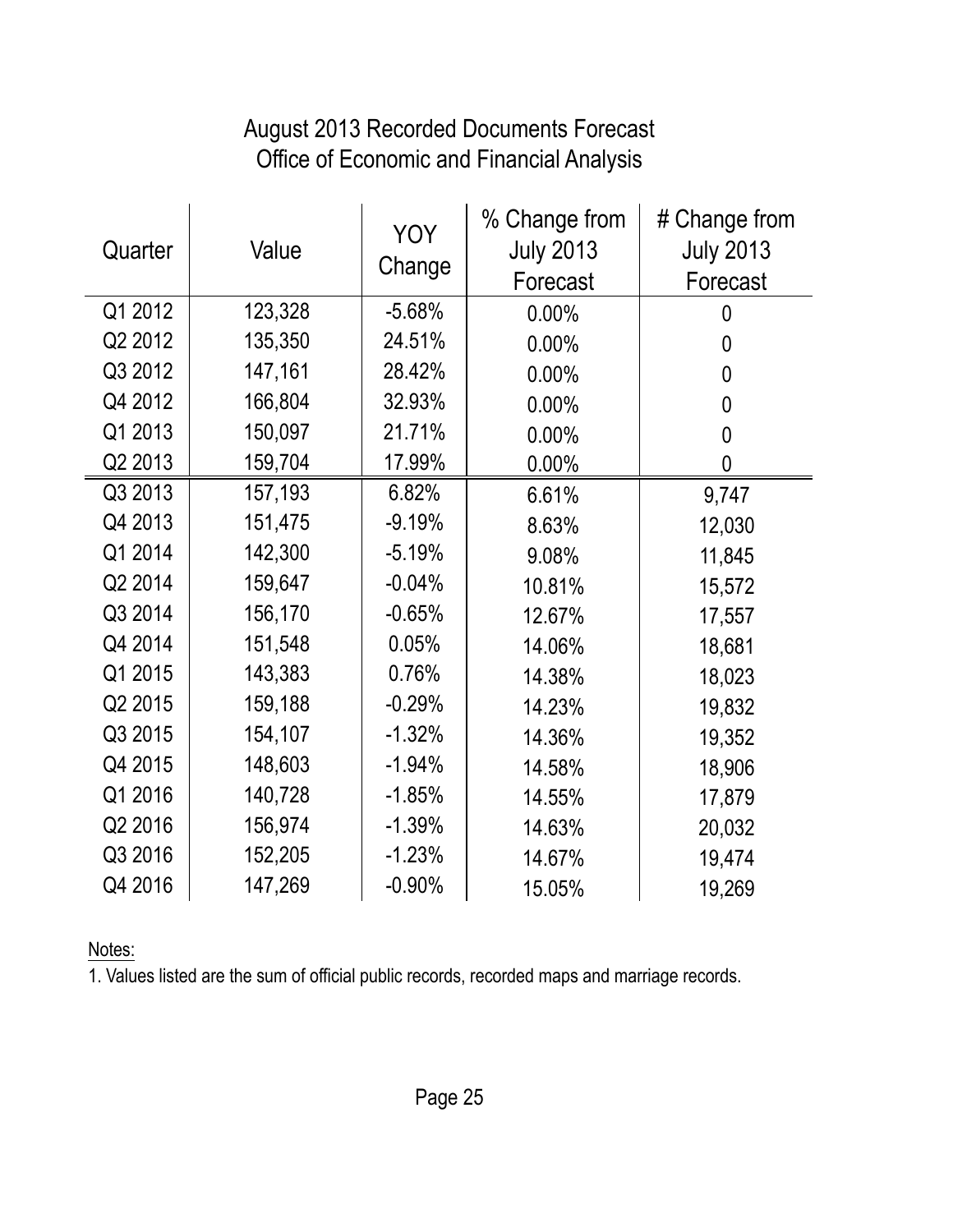# August 2013 Recorded Documents Forecast
## Office of Economic and Financial Analysis

| Quarter | Value | YOY Change | % Change from July 2013 Forecast | # Change from July 2013 Forecast |
|---|---|---|---|---|
| Q1 2012 | 123,328 | -5.68% | 0.00% | 0 |
| Q2 2012 | 135,350 | 24.51% | 0.00% | 0 |
| Q3 2012 | 147,161 | 28.42% | 0.00% | 0 |
| Q4 2012 | 166,804 | 32.93% | 0.00% | 0 |
| Q1 2013 | 150,097 | 21.71% | 0.00% | 0 |
| Q2 2013 | 159,704 | 17.99% | 0.00% | 0 |
| Q3 2013 | 157,193 | 6.82% | 6.61% | 9,747 |
| Q4 2013 | 151,475 | -9.19% | 8.63% | 12,030 |
| Q1 2014 | 142,300 | -5.19% | 9.08% | 11,845 |
| Q2 2014 | 159,647 | -0.04% | 10.81% | 15,572 |
| Q3 2014 | 156,170 | -0.65% | 12.67% | 17,557 |
| Q4 2014 | 151,548 | 0.05% | 14.06% | 18,681 |
| Q1 2015 | 143,383 | 0.76% | 14.38% | 18,023 |
| Q2 2015 | 159,188 | -0.29% | 14.23% | 19,832 |
| Q3 2015 | 154,107 | -1.32% | 14.36% | 19,352 |
| Q4 2015 | 148,603 | -1.94% | 14.58% | 18,906 |
| Q1 2016 | 140,728 | -1.85% | 14.55% | 17,879 |
| Q2 2016 | 156,974 | -1.39% | 14.63% | 20,032 |
| Q3 2016 | 152,205 | -1.23% | 14.67% | 19,474 |
| Q4 2016 | 147,269 | -0.90% | 15.05% | 19,269 |

Notes:

1. Values listed are the sum of official public records, recorded maps and marriage records.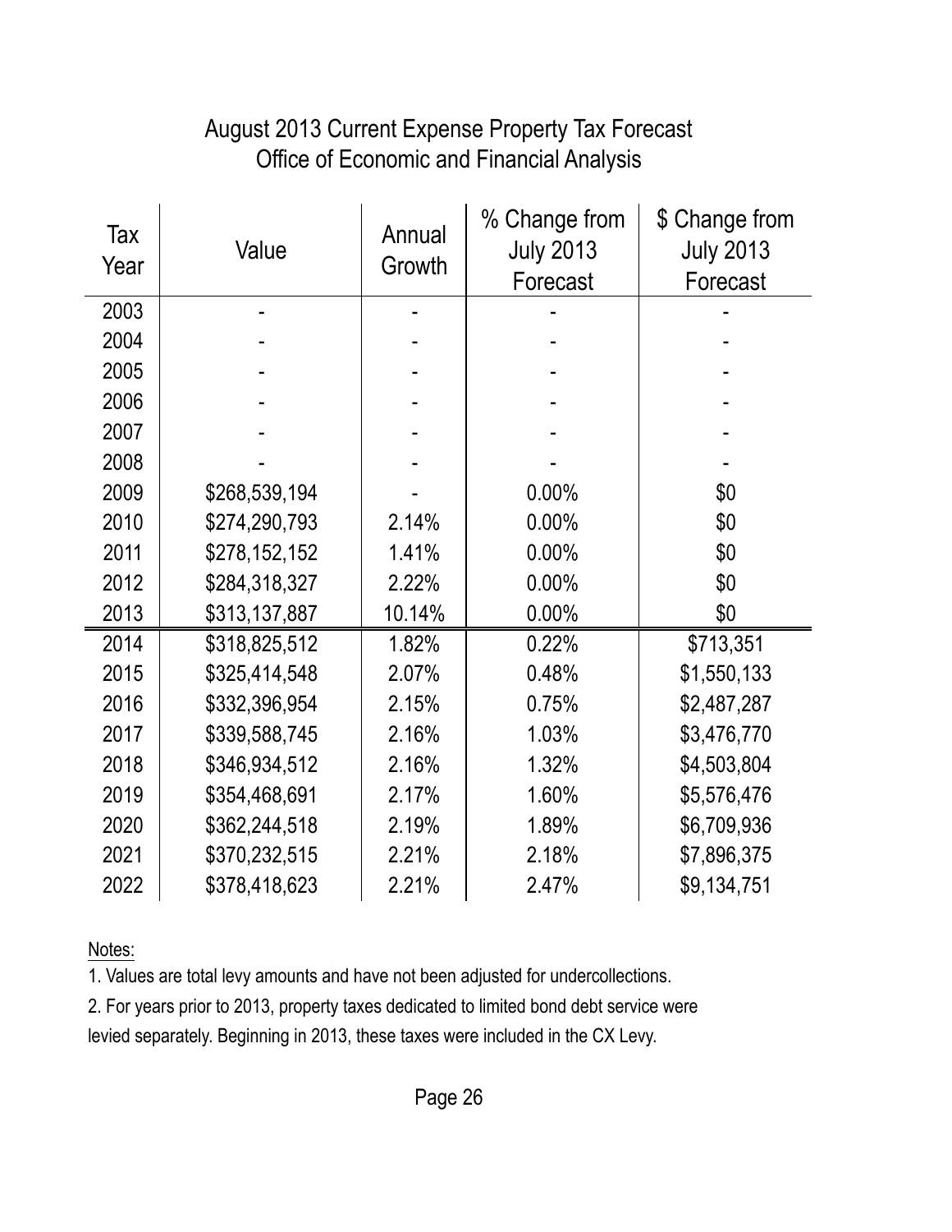# August 2013 Current Expense Property Tax Forecast
## Office of Economic and Financial Analysis

| Tax Year | Value | Annual Growth | % Change from July 2013 Forecast | $ Change from July 2013 Forecast |
|---|---|---|---|---|
| 2003 | - | - | - | - |
| 2004 | - | - | - | - |
| 2005 | - | - | - | - |
| 2006 | - | - | - | - |
| 2007 | - | - | - | - |
| 2008 | - | - | - | - |
| 2009 | $268,539,194 | - | 0.00% | $0 |
| 2010 | $274,290,793 | 2.14% | 0.00% | $0 |
| 2011 | $278,152,152 | 1.41% | 0.00% | $0 |
| 2012 | $284,318,327 | 2.22% | 0.00% | $0 |
| 2013 | $313,137,887 | 10.14% | 0.00% | $0 |
| 2014 | $318,825,512 | 1.82% | 0.22% | $713,351 |
| 2015 | $325,414,548 | 2.07% | 0.48% | $1,550,133 |
| 2016 | $332,396,954 | 2.15% | 0.75% | $2,487,287 |
| 2017 | $339,588,745 | 2.16% | 1.03% | $3,476,770 |
| 2018 | $346,934,512 | 2.16% | 1.32% | $4,503,804 |
| 2019 | $354,468,691 | 2.17% | 1.60% | $5,576,476 |
| 2020 | $362,244,518 | 2.19% | 1.89% | $6,709,936 |
| 2021 | $370,232,515 | 2.21% | 2.18% | $7,896,375 |
| 2022 | $378,418,623 | 2.21% | 2.47% | $9,134,751 |

Notes:

1. Values are total levy amounts and have not been adjusted for undercollections.
2. For years prior to 2013, property taxes dedicated to limited bond debt service were levied separately. Beginning in 2013, these taxes were included in the CX Levy.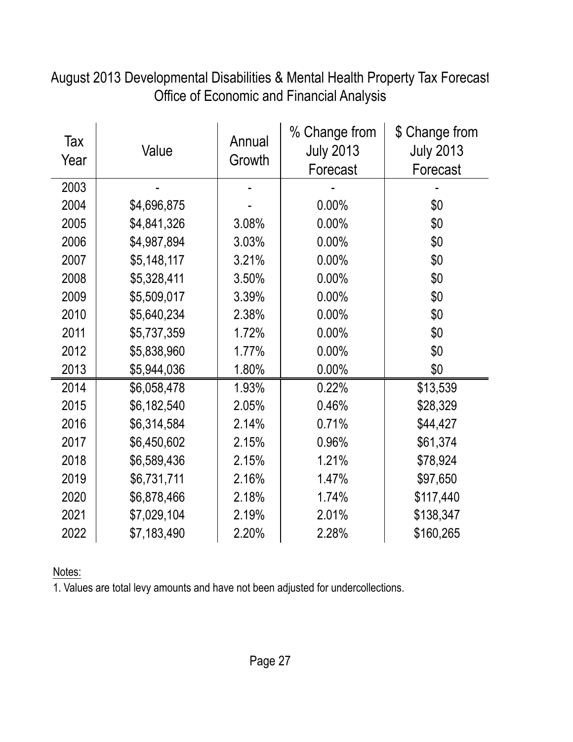# August 2013 Developmental Disabilities & Mental Health Property Tax Forecast
## Office of Economic and Financial Analysis

| Tax Year | Value | Annual Growth | % Change from July 2013 Forecast | $ Change from July 2013 Forecast |
|---|---|---|---|---|
| 2003 | - | - | - | - |
| 2004 | $4,696,875 | - | 0.00% | $0 |
| 2005 | $4,841,326 | 3.08% | 0.00% | $0 |
| 2006 | $4,987,894 | 3.03% | 0.00% | $0 |
| 2007 | $5,148,117 | 3.21% | 0.00% | $0 |
| 2008 | $5,328,411 | 3.50% | 0.00% | $0 |
| 2009 | $5,509,017 | 3.39% | 0.00% | $0 |
| 2010 | $5,640,234 | 2.38% | 0.00% | $0 |
| 2011 | $5,737,359 | 1.72% | 0.00% | $0 |
| 2012 | $5,838,960 | 1.77% | 0.00% | $0 |
| 2013 | $5,944,036 | 1.80% | 0.00% | $0 |
| 2014 | $6,058,478 | 1.93% | 0.22% | $13,539 |
| 2015 | $6,182,540 | 2.05% | 0.46% | $28,329 |
| 2016 | $6,314,584 | 2.14% | 0.71% | $44,427 |
| 2017 | $6,450,602 | 2.15% | 0.96% | $61,374 |
| 2018 | $6,589,436 | 2.15% | 1.21% | $78,924 |
| 2019 | $6,731,711 | 2.16% | 1.47% | $97,650 |
| 2020 | $6,878,466 | 2.18% | 1.74% | $117,440 |
| 2021 | $7,029,104 | 2.19% | 2.01% | $138,347 |
| 2022 | $7,183,490 | 2.20% | 2.28% | $160,265 |

Notes:

1. Values are total levy amounts and have not been adjusted for undercollections.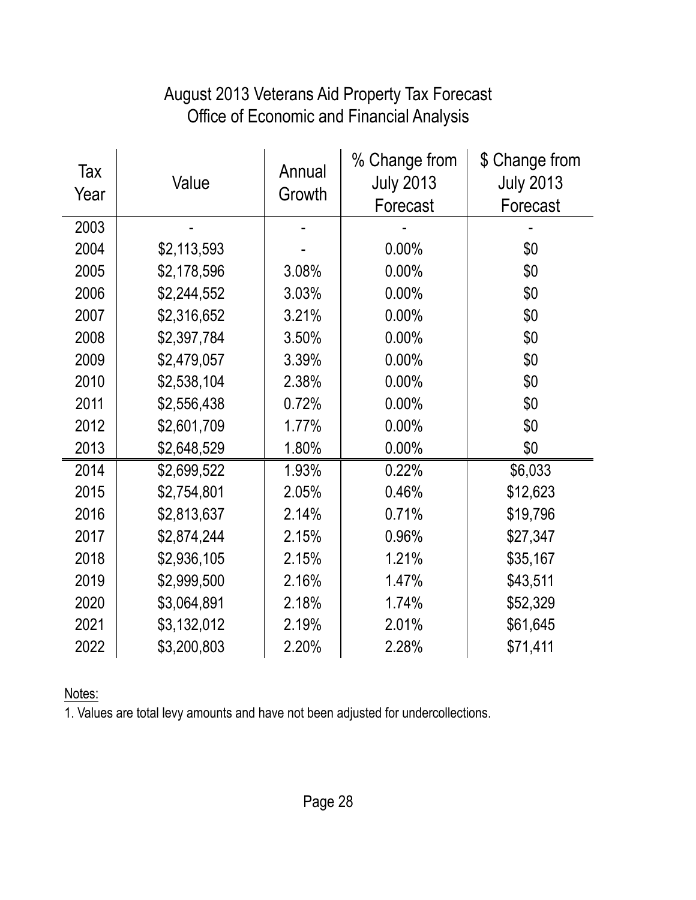# August 2013 Veterans Aid Property Tax Forecast
## Office of Economic and Financial Analysis

| Tax Year | Value | Annual Growth | % Change from July 2013 Forecast | $ Change from July 2013 Forecast |
|---|---|---|---|---|
| 2003 | - | - | - | - |
| 2004 | $2,113,593 | - | 0.00% | $0 |
| 2005 | $2,178,596 | 3.08% | 0.00% | $0 |
| 2006 | $2,244,552 | 3.03% | 0.00% | $0 |
| 2007 | $2,316,652 | 3.21% | 0.00% | $0 |
| 2008 | $2,397,784 | 3.50% | 0.00% | $0 |
| 2009 | $2,479,057 | 3.39% | 0.00% | $0 |
| 2010 | $2,538,104 | 2.38% | 0.00% | $0 |
| 2011 | $2,556,438 | 0.72% | 0.00% | $0 |
| 2012 | $2,601,709 | 1.77% | 0.00% | $0 |
| 2013 | $2,648,529 | 1.80% | 0.00% | $0 |
| 2014 | $2,699,522 | 1.93% | 0.22% | $6,033 |
| 2015 | $2,754,801 | 2.05% | 0.46% | $12,623 |
| 2016 | $2,813,637 | 2.14% | 0.71% | $19,796 |
| 2017 | $2,874,244 | 2.15% | 0.96% | $27,347 |
| 2018 | $2,936,105 | 2.15% | 1.21% | $35,167 |
| 2019 | $2,999,500 | 2.16% | 1.47% | $43,511 |
| 2020 | $3,064,891 | 2.18% | 1.74% | $52,329 |
| 2021 | $3,132,012 | 2.19% | 2.01% | $61,645 |
| 2022 | $3,200,803 | 2.20% | 2.28% | $71,411 |

Notes:

1. Values are total levy amounts and have not been adjusted for undercollections.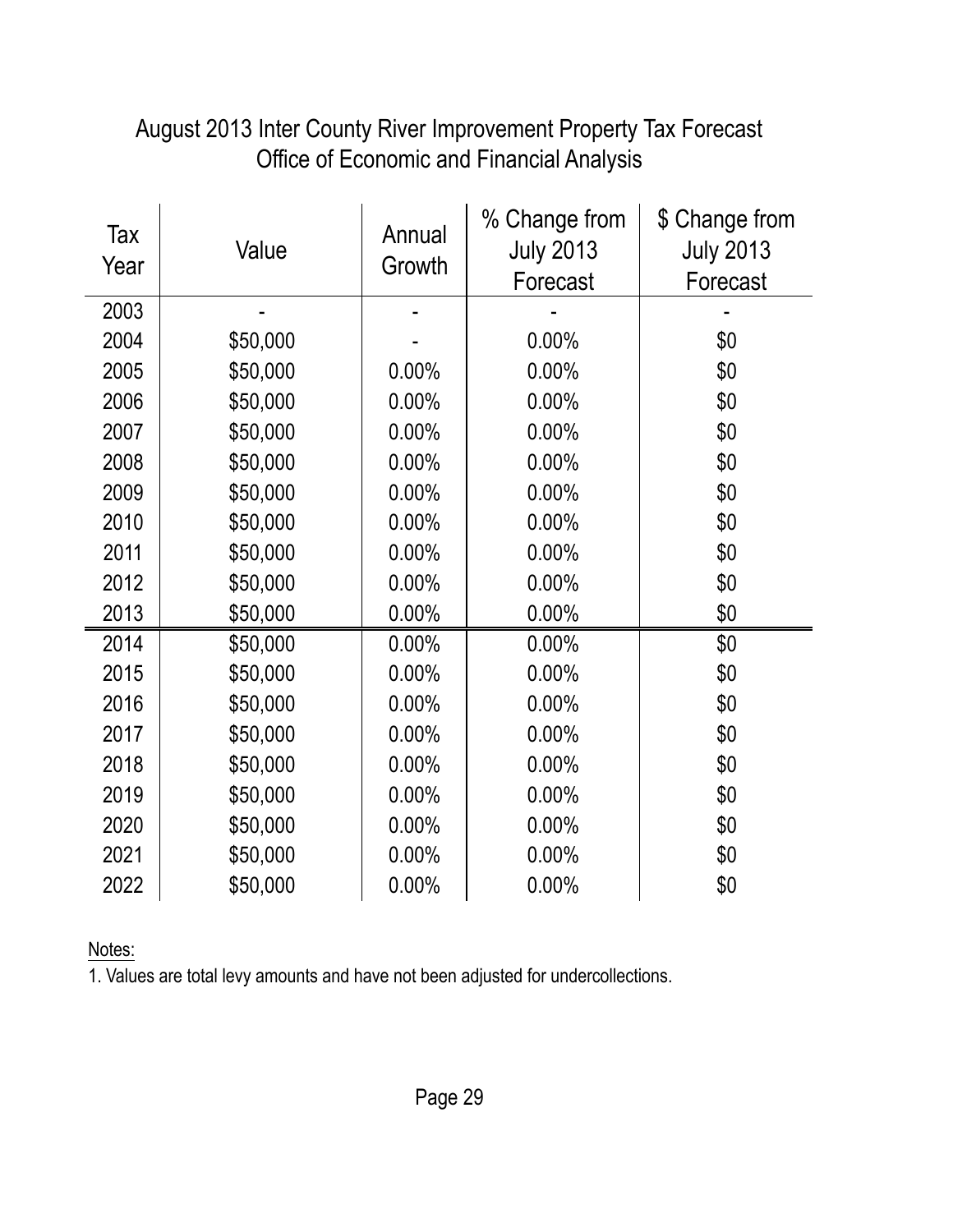# August 2013 Inter County River Improvement Property Tax Forecast
## Office of Economic and Financial Analysis

| Tax Year | Value | Annual Growth | % Change from July 2013 Forecast | $ Change from July 2013 Forecast |
|---|---|---|---|---|
| 2003 | - | - | - | - |
| 2004 | $50,000 | - | 0.00% | $0 |
| 2005 | $50,000 | 0.00% | 0.00% | $0 |
| 2006 | $50,000 | 0.00% | 0.00% | $0 |
| 2007 | $50,000 | 0.00% | 0.00% | $0 |
| 2008 | $50,000 | 0.00% | 0.00% | $0 |
| 2009 | $50,000 | 0.00% | 0.00% | $0 |
| 2010 | $50,000 | 0.00% | 0.00% | $0 |
| 2011 | $50,000 | 0.00% | 0.00% | $0 |
| 2012 | $50,000 | 0.00% | 0.00% | $0 |
| 2013 | $50,000 | 0.00% | 0.00% | $0 |
| 2014 | $50,000 | 0.00% | 0.00% | $0 |
| 2015 | $50,000 | 0.00% | 0.00% | $0 |
| 2016 | $50,000 | 0.00% | 0.00% | $0 |
| 2017 | $50,000 | 0.00% | 0.00% | $0 |
| 2018 | $50,000 | 0.00% | 0.00% | $0 |
| 2019 | $50,000 | 0.00% | 0.00% | $0 |
| 2020 | $50,000 | 0.00% | 0.00% | $0 |
| 2021 | $50,000 | 0.00% | 0.00% | $0 |
| 2022 | $50,000 | 0.00% | 0.00% | $0 |

Notes:

1. Values are total levy amounts and have not been adjusted for undercollections.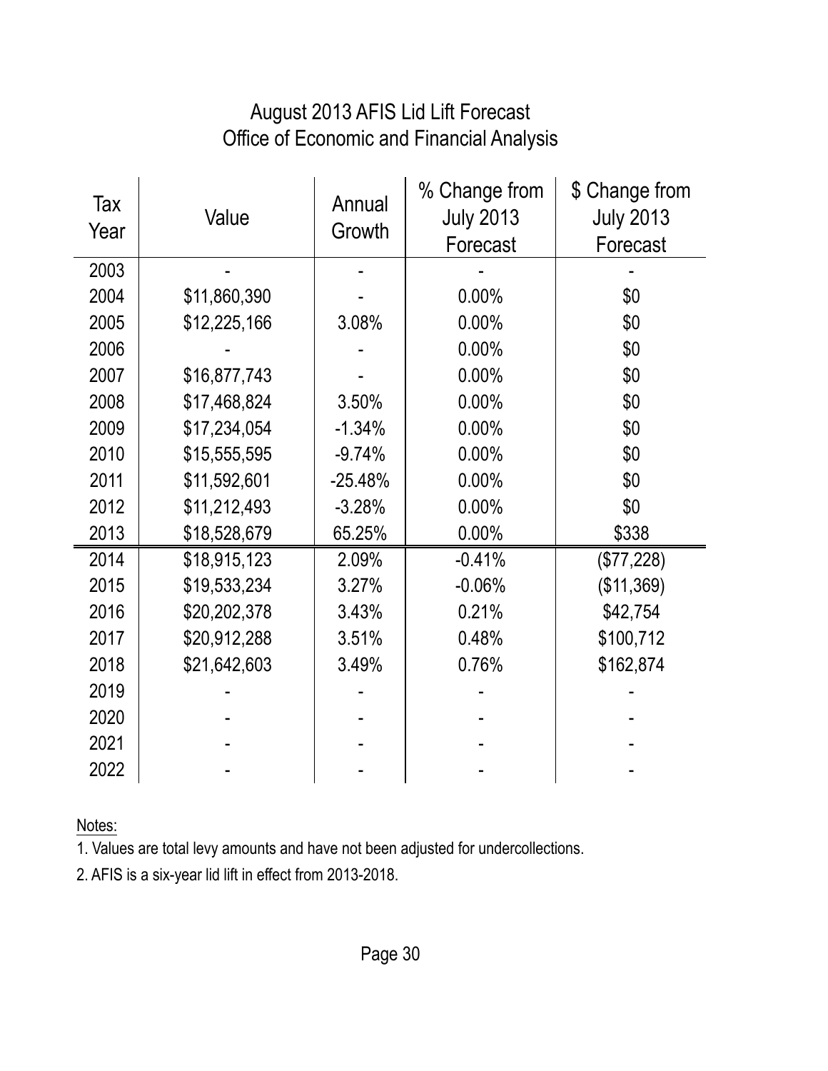# August 2013 AFIS Lid Lift Forecast
## Office of Economic and Financial Analysis

| Tax Year | Value | Annual Growth | % Change from July 2013 Forecast | $ Change from July 2013 Forecast |
|---|---|---|---|---|
| 2003 | - | - | - | - |
| 2004 | $11,860,390 | - | 0.00% | $0 |
| 2005 | $12,225,166 | 3.08% | 0.00% | $0 |
| 2006 | - | - | 0.00% | $0 |
| 2007 | $16,877,743 | - | 0.00% | $0 |
| 2008 | $17,468,824 | 3.50% | 0.00% | $0 |
| 2009 | $17,234,054 | -1.34% | 0.00% | $0 |
| 2010 | $15,555,595 | -9.74% | 0.00% | $0 |
| 2011 | $11,592,601 | -25.48% | 0.00% | $0 |
| 2012 | $11,212,493 | -3.28% | 0.00% | $0 |
| 2013 | $18,528,679 | 65.25% | 0.00% | $338 |
| 2014 | $18,915,123 | 2.09% | -0.41% | ($77,228) |
| 2015 | $19,533,234 | 3.27% | -0.06% | ($11,369) |
| 2016 | $20,202,378 | 3.43% | 0.21% | $42,754 |
| 2017 | $20,912,288 | 3.51% | 0.48% | $100,712 |
| 2018 | $21,642,603 | 3.49% | 0.76% | $162,874 |
| 2019 | - | - | - | - |
| 2020 | - | - | - | - |
| 2021 | - | - | - | - |
| 2022 | - | - | - | - |

Notes:

1. Values are total levy amounts and have not been adjusted for undercollections.
2. AFIS is a six-year lid lift in effect from 2013-2018.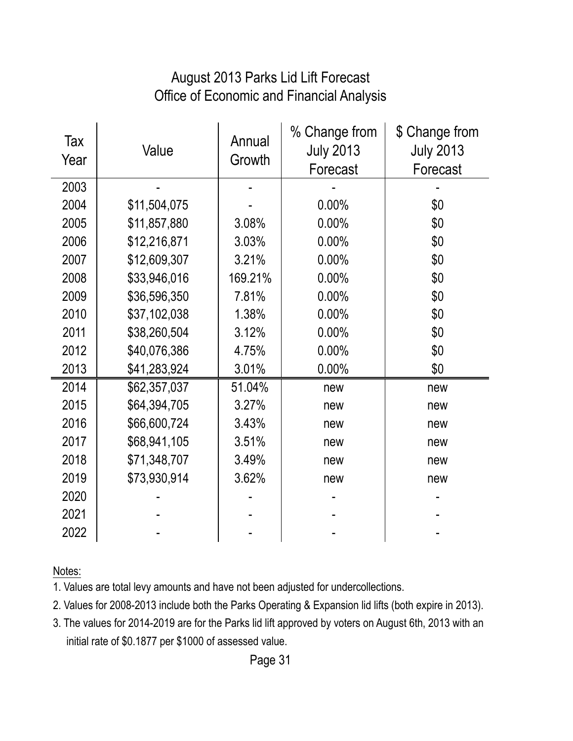# August 2013 Parks Lid Lift Forecast
## Office of Economic and Financial Analysis

| Tax Year | Value | Annual Growth | % Change from July 2013 Forecast | $ Change from July 2013 Forecast |
|---|---|---|---|---|
| 2003 | - | - | - | - |
| 2004 | $11,504,075 | - | 0.00% | $0 |
| 2005 | $11,857,880 | 3.08% | 0.00% | $0 |
| 2006 | $12,216,871 | 3.03% | 0.00% | $0 |
| 2007 | $12,609,307 | 3.21% | 0.00% | $0 |
| 2008 | $33,946,016 | 169.21% | 0.00% | $0 |
| 2009 | $36,596,350 | 7.81% | 0.00% | $0 |
| 2010 | $37,102,038 | 1.38% | 0.00% | $0 |
| 2011 | $38,260,504 | 3.12% | 0.00% | $0 |
| 2012 | $40,076,386 | 4.75% | 0.00% | $0 |
| 2013 | $41,283,924 | 3.01% | 0.00% | $0 |
| 2014 | $62,357,037 | 51.04% | new | new |
| 2015 | $64,394,705 | 3.27% | new | new |
| 2016 | $66,600,724 | 3.43% | new | new |
| 2017 | $68,941,105 | 3.51% | new | new |
| 2018 | $71,348,707 | 3.49% | new | new |
| 2019 | $73,930,914 | 3.62% | new | new |
| 2020 | - | - | - | - |
| 2021 | - | - | - | - |
| 2022 | - | - | - | - |

Notes:

1. Values are total levy amounts and have not been adjusted for undercollections.
2. Values for 2008-2013 include both the Parks Operating & Expansion lid lifts (both expire in 2013).
3. The values for 2014-2019 are for the Parks lid lift approved by voters on August 6th, 2013 with an initial rate of $0.1877 per $1000 of assessed value.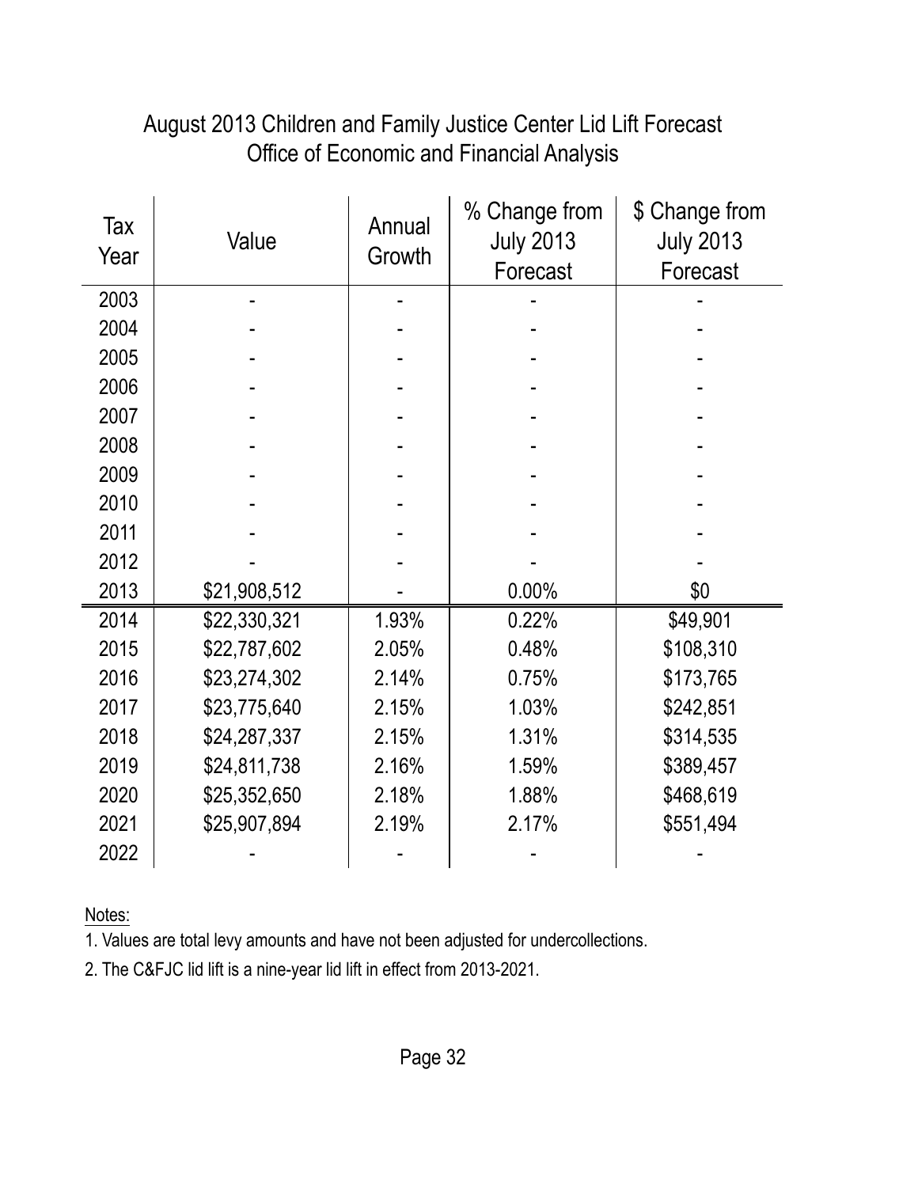# August 2013 Children and Family Justice Center Lid Lift Forecast
## Office of Economic and Financial Analysis

| Tax Year | Value | Annual Growth | % Change from July 2013 Forecast | $ Change from July 2013 Forecast |
|---|---|---|---|---|
| 2003 | - | - | - | - |
| 2004 | - | - | - | - |
| 2005 | - | - | - | - |
| 2006 | - | - | - | - |
| 2007 | - | - | - | - |
| 2008 | - | - | - | - |
| 2009 | - | - | - | - |
| 2010 | - | - | - | - |
| 2011 | - | - | - | - |
| 2012 | - | - | - | - |
| 2013 | $21,908,512 | - | 0.00% | $0 |
| 2014 | $22,330,321 | 1.93% | 0.22% | $49,901 |
| 2015 | $22,787,602 | 2.05% | 0.48% | $108,310 |
| 2016 | $23,274,302 | 2.14% | 0.75% | $173,765 |
| 2017 | $23,775,640 | 2.15% | 1.03% | $242,851 |
| 2018 | $24,287,337 | 2.15% | 1.31% | $314,535 |
| 2019 | $24,811,738 | 2.16% | 1.59% | $389,457 |
| 2020 | $25,352,650 | 2.18% | 1.88% | $468,619 |
| 2021 | $25,907,894 | 2.19% | 2.17% | $551,494 |
| 2022 | - | - | - | - |

Notes:

1. Values are total levy amounts and have not been adjusted for undercollections.
2. The C&FJC lid lift is a nine-year lid lift in effect from 2013-2021.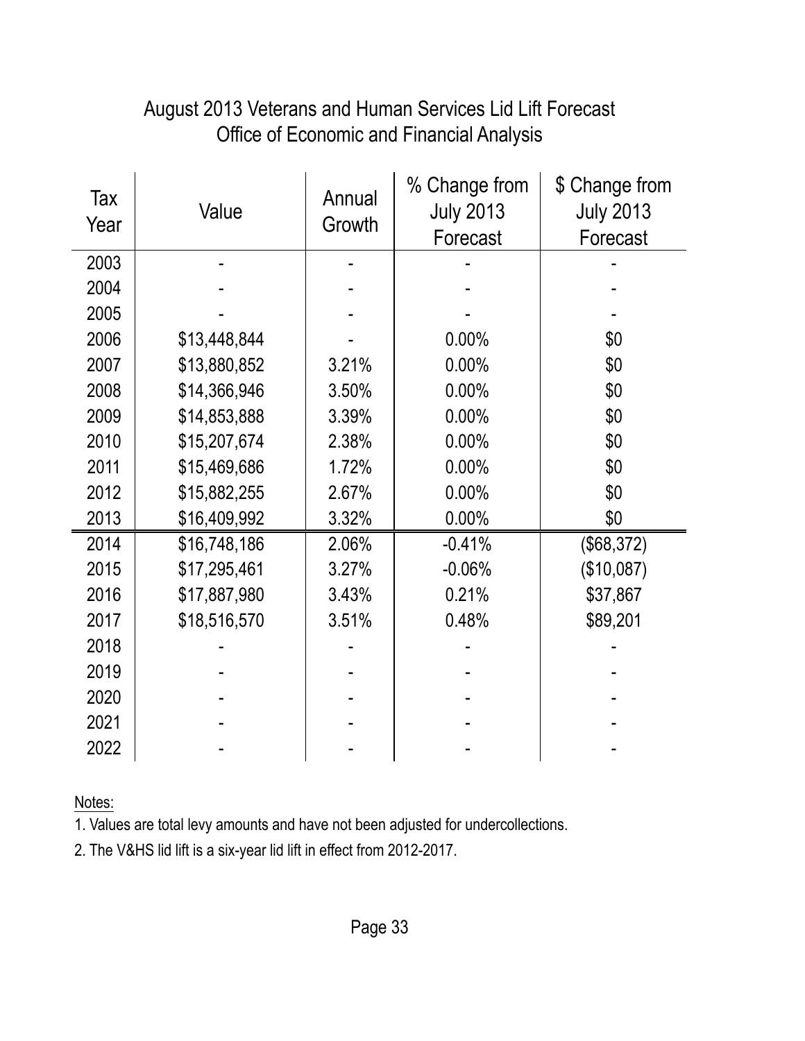# August 2013 Veterans and Human Services Lid Lift Forecast
## Office of Economic and Financial Analysis

| Tax Year | Value | Annual Growth | % Change from July 2013 Forecast | $ Change from July 2013 Forecast |
|---|---|---|---|---|
| 2003 | - | - | - | - |
| 2004 | - | - | - | - |
| 2005 | - | - | - | - |
| 2006 | $13,448,844 | - | 0.00% | $0 |
| 2007 | $13,880,852 | 3.21% | 0.00% | $0 |
| 2008 | $14,366,946 | 3.50% | 0.00% | $0 |
| 2009 | $14,853,888 | 3.39% | 0.00% | $0 |
| 2010 | $15,207,674 | 2.38% | 0.00% | $0 |
| 2011 | $15,469,686 | 1.72% | 0.00% | $0 |
| 2012 | $15,882,255 | 2.67% | 0.00% | $0 |
| 2013 | $16,409,992 | 3.32% | 0.00% | $0 |
| 2014 | $16,748,186 | 2.06% | -0.41% | ($68,372) |
| 2015 | $17,295,461 | 3.27% | -0.06% | ($10,087) |
| 2016 | $17,887,980 | 3.43% | 0.21% | $37,867 |
| 2017 | $18,516,570 | 3.51% | 0.48% | $89,201 |
| 2018 | - | - | - | - |
| 2019 | - | - | - | - |
| 2020 | - | - | - | - |
| 2021 | - | - | - | - |
| 2022 | - | - | - | - |

Notes:

1. Values are total levy amounts and have not been adjusted for undercollections.
2. The V&HS lid lift is a six-year lid lift in effect from 2012-2017.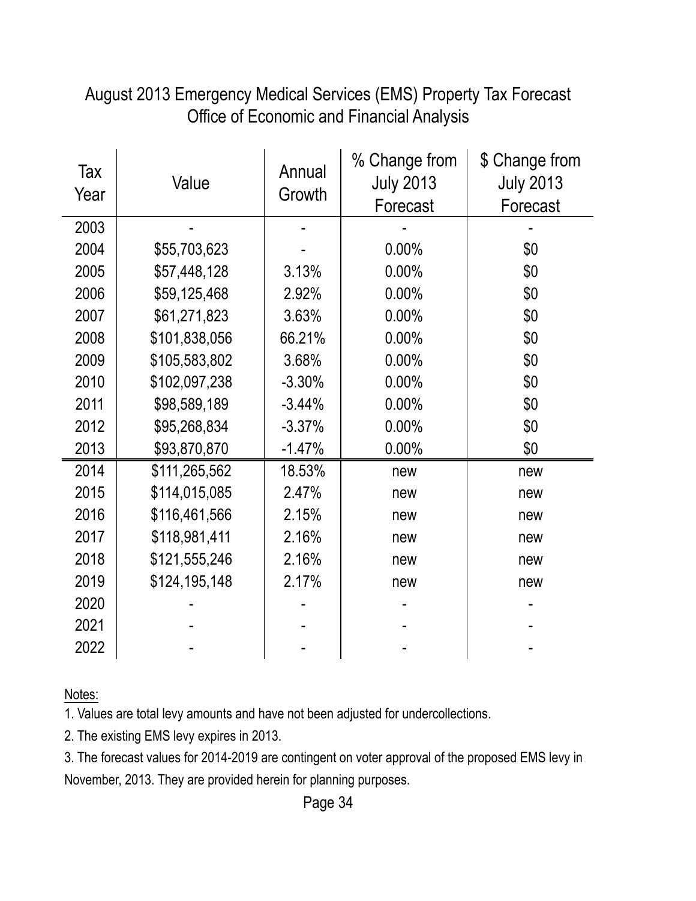# August 2013 Emergency Medical Services (EMS) Property Tax Forecast
## Office of Economic and Financial Analysis

| Tax Year | Value | Annual Growth | % Change from July 2013 Forecast | $ Change from July 2013 Forecast |
|---|---|---|---|---|
| 2003 | - | - | - | - |
| 2004 | $55,703,623 | - | 0.00% | $0 |
| 2005 | $57,448,128 | 3.13% | 0.00% | $0 |
| 2006 | $59,125,468 | 2.92% | 0.00% | $0 |
| 2007 | $61,271,823 | 3.63% | 0.00% | $0 |
| 2008 | $101,838,056 | 66.21% | 0.00% | $0 |
| 2009 | $105,583,802 | 3.68% | 0.00% | $0 |
| 2010 | $102,097,238 | -3.30% | 0.00% | $0 |
| 2011 | $98,589,189 | -3.44% | 0.00% | $0 |
| 2012 | $95,268,834 | -3.37% | 0.00% | $0 |
| 2013 | $93,870,870 | -1.47% | 0.00% | $0 |
| 2014 | $111,265,562 | 18.53% | new | new |
| 2015 | $114,015,085 | 2.47% | new | new |
| 2016 | $116,461,566 | 2.15% | new | new |
| 2017 | $118,981,411 | 2.16% | new | new |
| 2018 | $121,555,246 | 2.16% | new | new |
| 2019 | $124,195,148 | 2.17% | new | new |
| 2020 | - | - | - | - |
| 2021 | - | - | - | - |
| 2022 | - | - | - | - |

Notes:

1. Values are total levy amounts and have not been adjusted for undercollections.
2. The existing EMS levy expires in 2013.
3. The forecast values for 2014-2019 are contingent on voter approval of the proposed EMS levy in November, 2013. They are provided herein for planning purposes.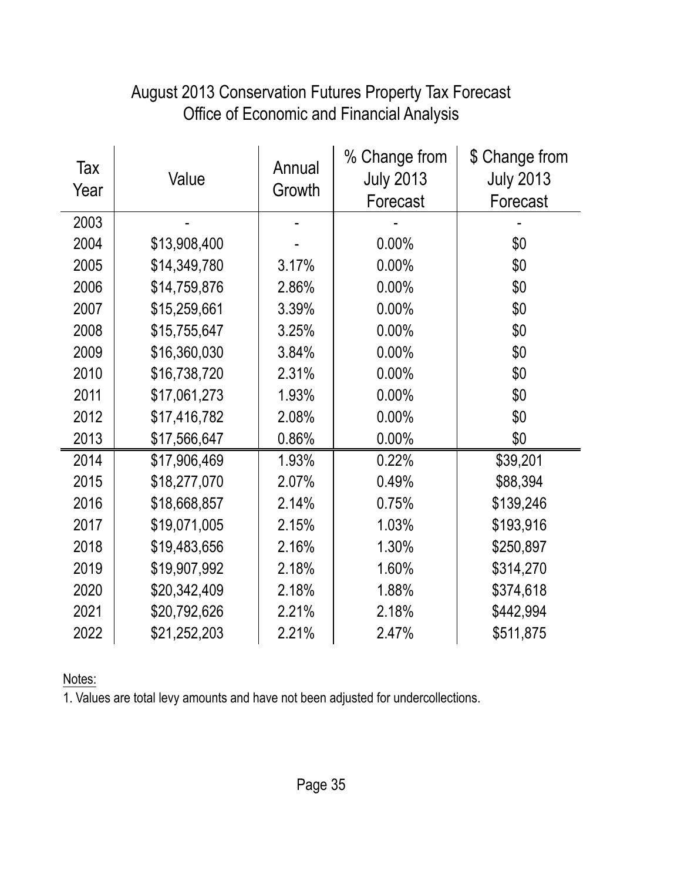# August 2013 Conservation Futures Property Tax Forecast
## Office of Economic and Financial Analysis

| Tax Year | Value | Annual Growth | % Change from July 2013 Forecast | $ Change from July 2013 Forecast |
|---|---|---|---|---|
| 2003 | - | - | - | - |
| 2004 | $13,908,400 | - | 0.00% | $0 |
| 2005 | $14,349,780 | 3.17% | 0.00% | $0 |
| 2006 | $14,759,876 | 2.86% | 0.00% | $0 |
| 2007 | $15,259,661 | 3.39% | 0.00% | $0 |
| 2008 | $15,755,647 | 3.25% | 0.00% | $0 |
| 2009 | $16,360,030 | 3.84% | 0.00% | $0 |
| 2010 | $16,738,720 | 2.31% | 0.00% | $0 |
| 2011 | $17,061,273 | 1.93% | 0.00% | $0 |
| 2012 | $17,416,782 | 2.08% | 0.00% | $0 |
| 2013 | $17,566,647 | 0.86% | 0.00% | $0 |
| 2014 | $17,906,469 | 1.93% | 0.22% | $39,201 |
| 2015 | $18,277,070 | 2.07% | 0.49% | $88,394 |
| 2016 | $18,668,857 | 2.14% | 0.75% | $139,246 |
| 2017 | $19,071,005 | 2.15% | 1.03% | $193,916 |
| 2018 | $19,483,656 | 2.16% | 1.30% | $250,897 |
| 2019 | $19,907,992 | 2.18% | 1.60% | $314,270 |
| 2020 | $20,342,409 | 2.18% | 1.88% | $374,618 |
| 2021 | $20,792,626 | 2.21% | 2.18% | $442,994 |
| 2022 | $21,252,203 | 2.21% | 2.47% | $511,875 |

Notes:

1. Values are total levy amounts and have not been adjusted for undercollections.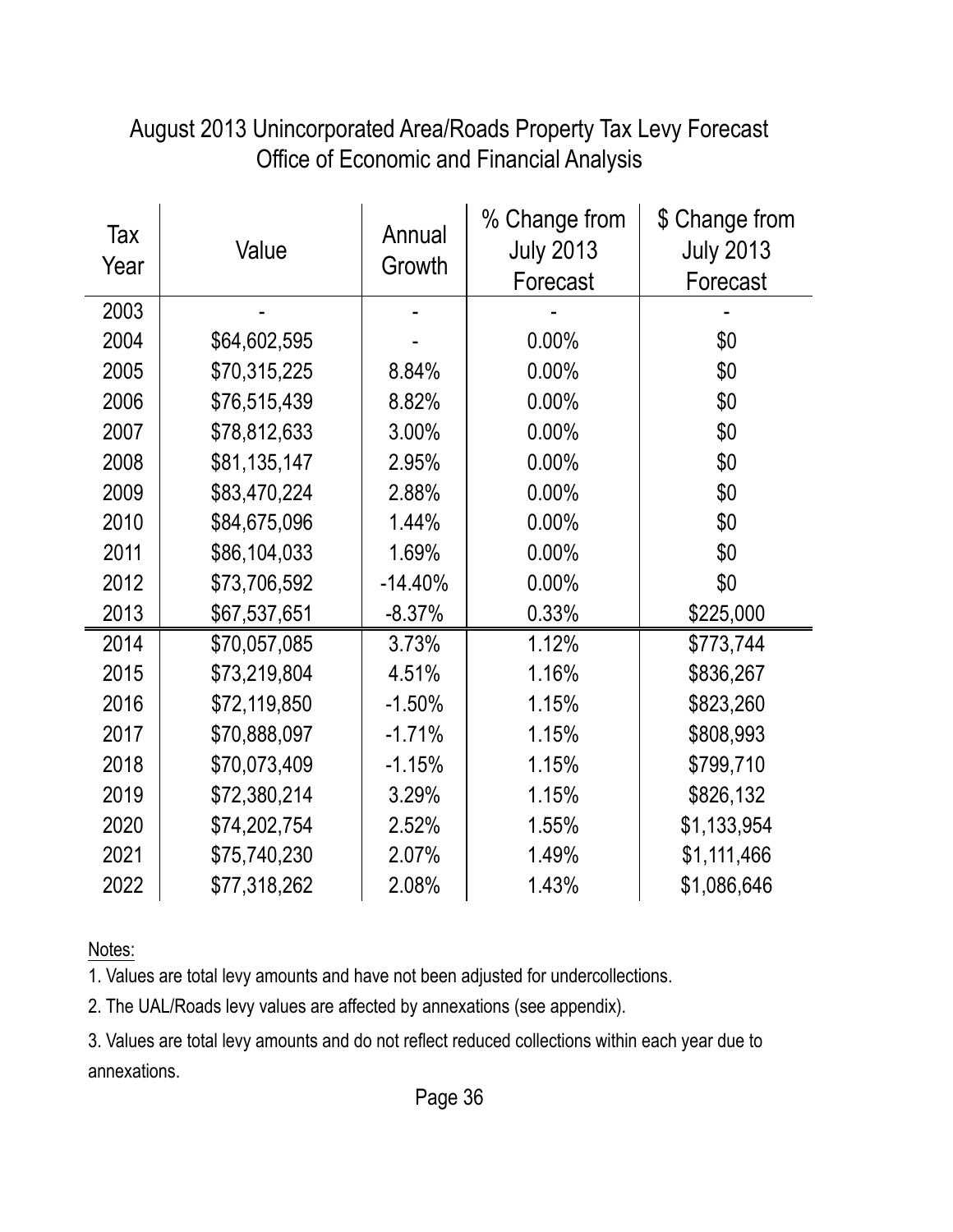# August 2013 Unincorporated Area/Roads Property Tax Levy Forecast
## Office of Economic and Financial Analysis

| Tax Year | Value | Annual Growth | % Change from July 2013 Forecast | $ Change from July 2013 Forecast |
|---|---|---|---|---|
| 2003 | - | - | - | - |
| 2004 | $64,602,595 | - | 0.00% | $0 |
| 2005 | $70,315,225 | 8.84% | 0.00% | $0 |
| 2006 | $76,515,439 | 8.82% | 0.00% | $0 |
| 2007 | $78,812,633 | 3.00% | 0.00% | $0 |
| 2008 | $81,135,147 | 2.95% | 0.00% | $0 |
| 2009 | $83,470,224 | 2.88% | 0.00% | $0 |
| 2010 | $84,675,096 | 1.44% | 0.00% | $0 |
| 2011 | $86,104,033 | 1.69% | 0.00% | $0 |
| 2012 | $73,706,592 | -14.40% | 0.00% | $0 |
| 2013 | $67,537,651 | -8.37% | 0.33% | $225,000 |
| 2014 | $70,057,085 | 3.73% | 1.12% | $773,744 |
| 2015 | $73,219,804 | 4.51% | 1.16% | $836,267 |
| 2016 | $72,119,850 | -1.50% | 1.15% | $823,260 |
| 2017 | $70,888,097 | -1.71% | 1.15% | $808,993 |
| 2018 | $70,073,409 | -1.15% | 1.15% | $799,710 |
| 2019 | $72,380,214 | 3.29% | 1.15% | $826,132 |
| 2020 | $74,202,754 | 2.52% | 1.55% | $1,133,954 |
| 2021 | $75,740,230 | 2.07% | 1.49% | $1,111,466 |
| 2022 | $77,318,262 | 2.08% | 1.43% | $1,086,646 |

Notes:

1. Values are total levy amounts and have not been adjusted for undercollections.
2. The UAL/Roads levy values are affected by annexations (see appendix).
3. Values are total levy amounts and do not reflect reduced collections within each year due to annexations.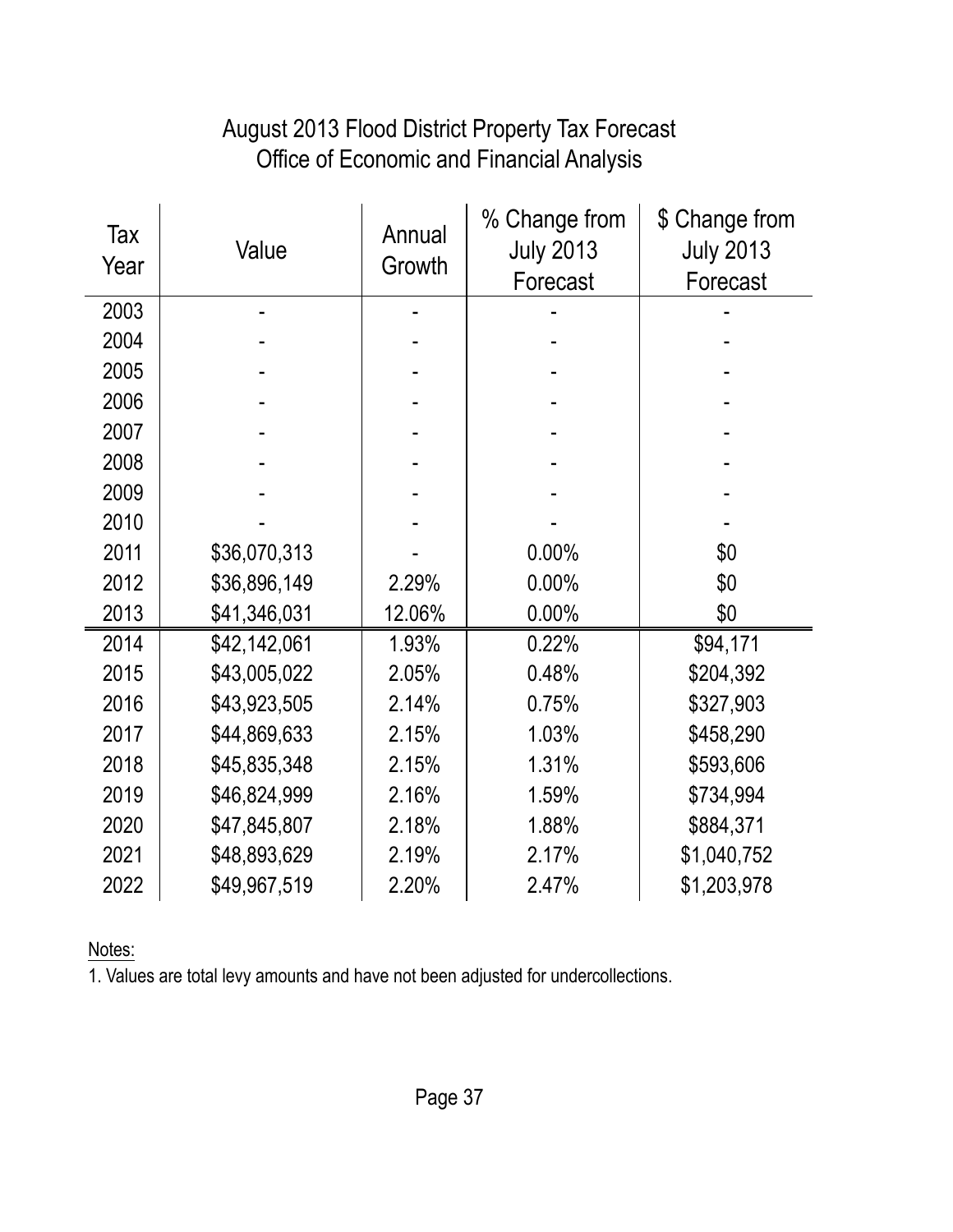# August 2013 Flood District Property Tax Forecast
## Office of Economic and Financial Analysis

| Tax Year | Value | Annual Growth | % Change from July 2013 Forecast | $ Change from July 2013 Forecast |
|---|---|---|---|---|
| 2003 | - | - | - | - |
| 2004 | - | - | - | - |
| 2005 | - | - | - | - |
| 2006 | - | - | - | - |
| 2007 | - | - | - | - |
| 2008 | - | - | - | - |
| 2009 | - | - | - | - |
| 2010 | - | - | - | - |
| 2011 | $36,070,313 | - | 0.00% | $0 |
| 2012 | $36,896,149 | 2.29% | 0.00% | $0 |
| 2013 | $41,346,031 | 12.06% | 0.00% | $0 |
| 2014 | $42,142,061 | 1.93% | 0.22% | $94,171 |
| 2015 | $43,005,022 | 2.05% | 0.48% | $204,392 |
| 2016 | $43,923,505 | 2.14% | 0.75% | $327,903 |
| 2017 | $44,869,633 | 2.15% | 1.03% | $458,290 |
| 2018 | $45,835,348 | 2.15% | 1.31% | $593,606 |
| 2019 | $46,824,999 | 2.16% | 1.59% | $734,994 |
| 2020 | $47,845,807 | 2.18% | 1.88% | $884,371 |
| 2021 | $48,893,629 | 2.19% | 2.17% | $1,040,752 |
| 2022 | $49,967,519 | 2.20% | 2.47% | $1,203,978 |

Notes:

1. Values are total levy amounts and have not been adjusted for undercollections.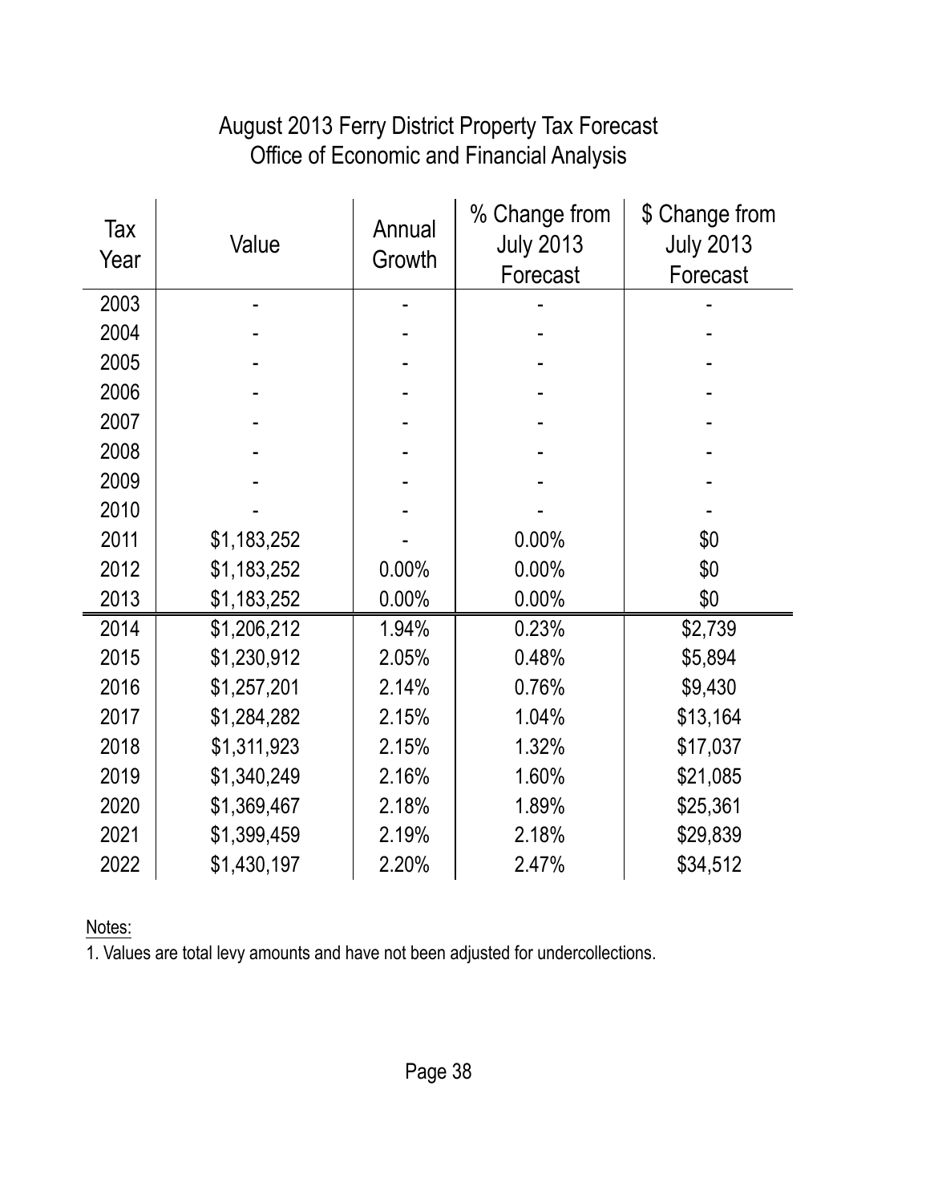# August 2013 Ferry District Property Tax Forecast
## Office of Economic and Financial Analysis

| Tax Year | Value | Annual Growth | % Change from July 2013 Forecast | $ Change from July 2013 Forecast |
|---|---|---|---|---|
| 2003 | - | - | - | - |
| 2004 | - | - | - | - |
| 2005 | - | - | - | - |
| 2006 | - | - | - | - |
| 2007 | - | - | - | - |
| 2008 | - | - | - | - |
| 2009 | - | - | - | - |
| 2010 | - | - | - | - |
| 2011 | $1,183,252 | - | 0.00% | $0 |
| 2012 | $1,183,252 | 0.00% | 0.00% | $0 |
| 2013 | $1,183,252 | 0.00% | 0.00% | $0 |
| 2014 | $1,206,212 | 1.94% | 0.23% | $2,739 |
| 2015 | $1,230,912 | 2.05% | 0.48% | $5,894 |
| 2016 | $1,257,201 | 2.14% | 0.76% | $9,430 |
| 2017 | $1,284,282 | 2.15% | 1.04% | $13,164 |
| 2018 | $1,311,923 | 2.15% | 1.32% | $17,037 |
| 2019 | $1,340,249 | 2.16% | 1.60% | $21,085 |
| 2020 | $1,369,467 | 2.18% | 1.89% | $25,361 |
| 2021 | $1,399,459 | 2.19% | 2.18% | $29,839 |
| 2022 | $1,430,197 | 2.20% | 2.47% | $34,512 |

Notes:

1. Values are total levy amounts and have not been adjusted for undercollections.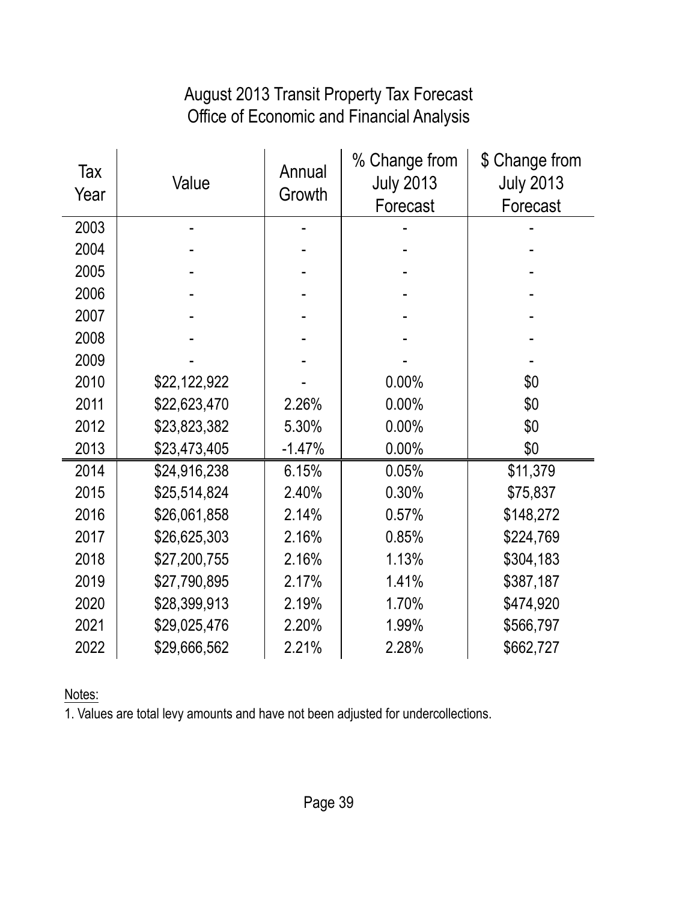# August 2013 Transit Property Tax Forecast
## Office of Economic and Financial Analysis

| Tax Year | Value | Annual Growth | % Change from July 2013 Forecast | $ Change from July 2013 Forecast |
|---|---|---|---|---|
| 2003 | - | - | - | - |
| 2004 | - | - | - | - |
| 2005 | - | - | - | - |
| 2006 | - | - | - | - |
| 2007 | - | - | - | - |
| 2008 | - | - | - | - |
| 2009 | - | - | - | - |
| 2010 | $22,122,922 | - | 0.00% | $0 |
| 2011 | $22,623,470 | 2.26% | 0.00% | $0 |
| 2012 | $23,823,382 | 5.30% | 0.00% | $0 |
| 2013 | $23,473,405 | -1.47% | 0.00% | $0 |
| 2014 | $24,916,238 | 6.15% | 0.05% | $11,379 |
| 2015 | $25,514,824 | 2.40% | 0.30% | $75,837 |
| 2016 | $26,061,858 | 2.14% | 0.57% | $148,272 |
| 2017 | $26,625,303 | 2.16% | 0.85% | $224,769 |
| 2018 | $27,200,755 | 2.16% | 1.13% | $304,183 |
| 2019 | $27,790,895 | 2.17% | 1.41% | $387,187 |
| 2020 | $28,399,913 | 2.19% | 1.70% | $474,920 |
| 2021 | $29,025,476 | 2.20% | 1.99% | $566,797 |
| 2022 | $29,666,562 | 2.21% | 2.28% | $662,727 |

Notes:

1. Values are total levy amounts and have not been adjusted for undercollections.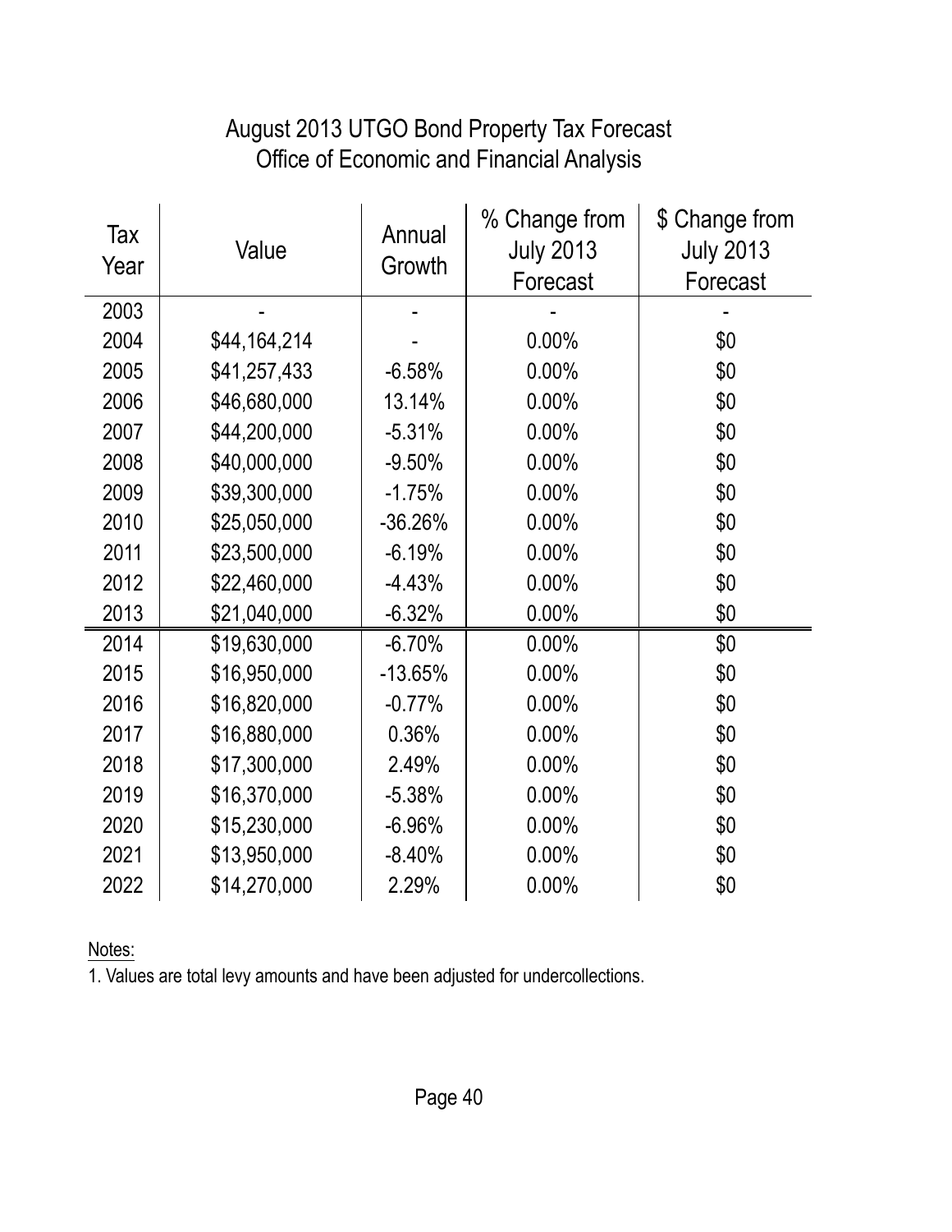# August 2013 UTGO Bond Property Tax Forecast
## Office of Economic and Financial Analysis

| Tax Year | Value | Annual Growth | % Change from July 2013 Forecast | $ Change from July 2013 Forecast |
|---|---|---|---|---|
| 2003 | - | - | - | - |
| 2004 | $44,164,214 | - | 0.00% | $0 |
| 2005 | $41,257,433 | -6.58% | 0.00% | $0 |
| 2006 | $46,680,000 | 13.14% | 0.00% | $0 |
| 2007 | $44,200,000 | -5.31% | 0.00% | $0 |
| 2008 | $40,000,000 | -9.50% | 0.00% | $0 |
| 2009 | $39,300,000 | -1.75% | 0.00% | $0 |
| 2010 | $25,050,000 | -36.26% | 0.00% | $0 |
| 2011 | $23,500,000 | -6.19% | 0.00% | $0 |
| 2012 | $22,460,000 | -4.43% | 0.00% | $0 |
| 2013 | $21,040,000 | -6.32% | 0.00% | $0 |
| 2014 | $19,630,000 | -6.70% | 0.00% | $0 |
| 2015 | $16,950,000 | -13.65% | 0.00% | $0 |
| 2016 | $16,820,000 | -0.77% | 0.00% | $0 |
| 2017 | $16,880,000 | 0.36% | 0.00% | $0 |
| 2018 | $17,300,000 | 2.49% | 0.00% | $0 |
| 2019 | $16,370,000 | -5.38% | 0.00% | $0 |
| 2020 | $15,230,000 | -6.96% | 0.00% | $0 |
| 2021 | $13,950,000 | -8.40% | 0.00% | $0 |
| 2022 | $14,270,000 | 2.29% | 0.00% | $0 |

Notes:

1. Values are total levy amounts and have been adjusted for undercollections.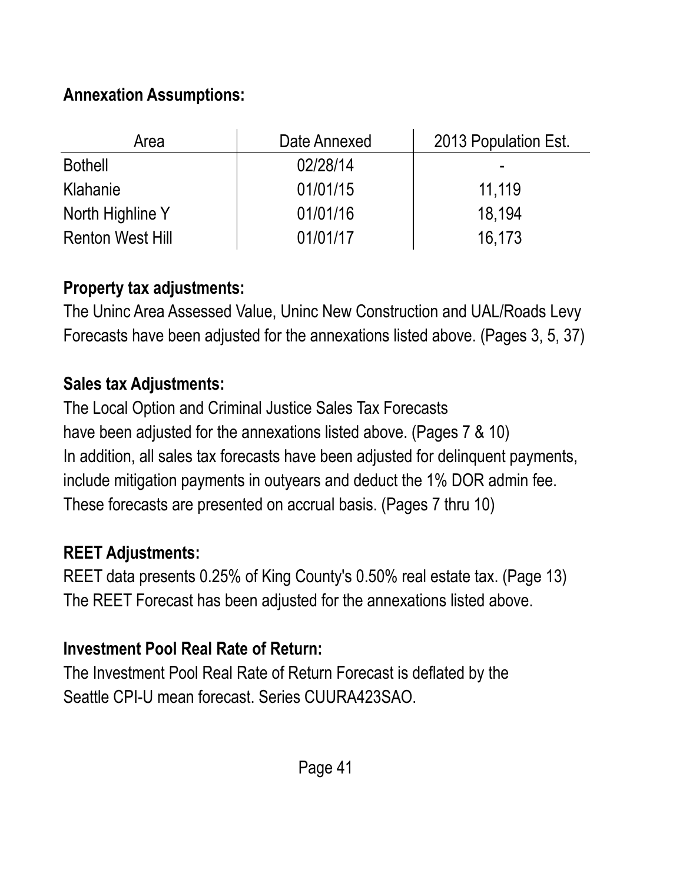## Annexation Assumptions:

| Area | Date Annexed | 2013 Population Est. |
|---|---|---|
| Bothell | 02/28/14 | - |
| Klahanie | 01/01/15 | 11,119 |
| North Highline Y | 01/01/16 | 18,194 |
| Renton West Hill | 01/01/17 | 16,173 |

## Property tax adjustments:

The Uninc Area Assessed Value, Uninc New Construction and UAL/Roads Levy Forecasts have been adjusted for the annexations listed above. (Pages 3, 5, 37)

## Sales tax Adjustments:

The Local Option and Criminal Justice Sales Tax Forecasts have been adjusted for the annexations listed above. (Pages 7 & 10)
In addition, all sales tax forecasts have been adjusted for delinquent payments, include mitigation payments in outyears and deduct the 1% DOR admin fee. These forecasts are presented on accrual basis. (Pages 7 thru 10)

## REET Adjustments:

REET data presents 0.25% of King County's 0.50% real estate tax. (Page 13)
The REET Forecast has been adjusted for the annexations listed above.

## Investment Pool Real Rate of Return:

The Investment Pool Real Rate of Return Forecast is deflated by the Seattle CPI-U mean forecast. Series CUURA423SAO.